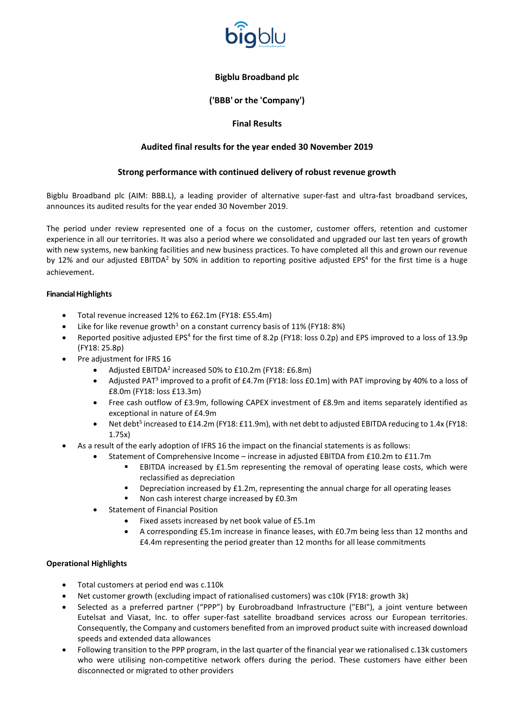**Bigblu Broadband plc**

**('BBB' or the 'Company')**

**Final Results**

**Audited final results for the year ended 30 November 2019**

**Strong performance with continued delivery of robust revenue growth**

Bigblu Broadband plc (AIM: BBB.L), a leading provider of alternative super-fast and ultra-fast broadband services, announces its audited results for the year ended 30 November 2019.

The period under review represented one of a focus on the customer, customer offers, retention and customer experience in all our territories. It was also a period where we consolidated and upgraded our last ten years of growth with new systems, new banking facilities and new business practices. To have completed all this and grown our revenue by 12% and our adjusted EBITDA[2] by 50% in addition to reporting positive adjusted EPS[4] for the first time is a huge achievement.

**Financial Highlights**

- Total revenue increased 12% to £62.1m (FY18: £55.4m)
- Like for like revenue growth[1] on a constant currency basis of 11% (FY18: 8%)
- Reported positive adjusted EPS[4] for the first time of 8.2p (FY18: loss 0.2p) and EPS improved to a loss of 13.9p (FY18: 25.8p)
- Pre adjustment for IFRS 16
    - Adjusted EBITDA[2] increased 50% to £10.2m (FY18: £6.8m)
    - Adjusted PAT[3] improved to a profit of £4.7m (FY18: loss £0.1m) with PAT improving by 40% to a loss of £8.0m (FY18: loss £13.3m)
    - Free cash outflow of £3.9m, following CAPEX investment of £8.9m and items separately identified as exceptional in nature of £4.9m
    - Net debt[5] increased to £14.2m (FY18: £11.9m), with net debt to adjusted EBITDA reducing to 1.4x (FY18: 1.75x)
- As a result of the early adoption of IFRS 16 the impact on the financial statements is as follows:
    - Statement of Comprehensive Income – increase in adjusted EBITDA from £10.2m to £11.7m
        - EBITDA increased by £1.5m representing the removal of operating lease costs, which were reclassified as depreciation
        - Depreciation increased by £1.2m, representing the annual charge for all operating leases
        - Non cash interest charge increased by £0.3m
    - Statement of Financial Position
        - Fixed assets increased by net book value of £5.1m
        - A corresponding £5.1m increase in finance leases, with £0.7m being less than 12 months and £4.4m representing the period greater than 12 months for all lease commitments

**Operational Highlights**

- Total customers at period end was c.110k
- Net customer growth (excluding impact of rationalised customers) was c10k (FY18: growth 3k)
- Selected as a preferred partner ("PPP") by Eurobroadband Infrastructure ("EBI"), a joint venture between Eutelsat and Viasat, Inc. to offer super-fast satellite broadband services across our European territories. Consequently, the Company and customers benefited from an improved product suite with increased download speeds and extended data allowances
- Following transition to the PPP program, in the last quarter of the financial year we rationalised c.13k customers who were utilising non-competitive network offers during the period. These customers have either been disconnected or migrated to other providers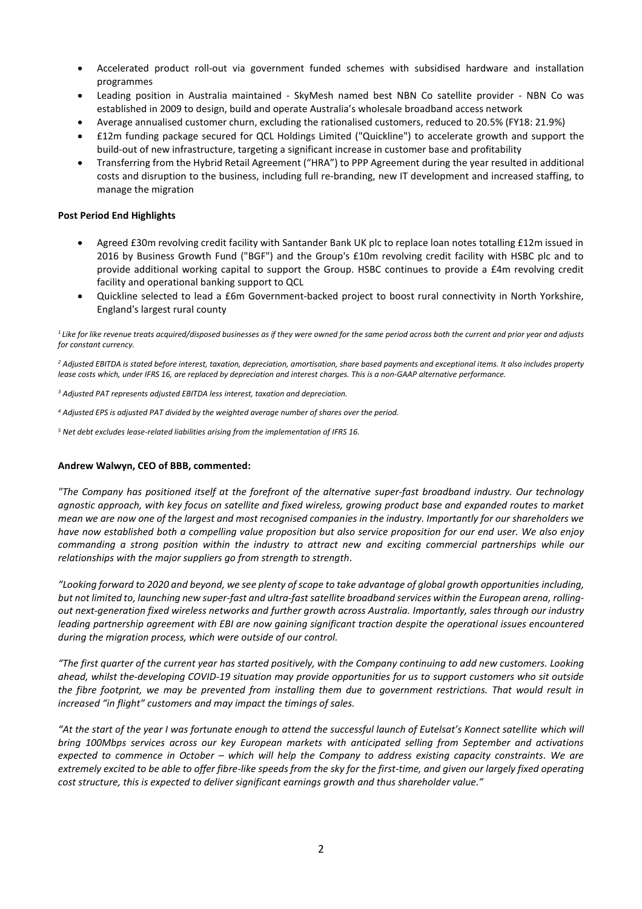- Accelerated product roll-out via government funded schemes with subsidised hardware and installation programmes
- Leading position in Australia maintained - SkyMesh named best NBN Co satellite provider - NBN Co was established in 2009 to design, build and operate Australia's wholesale broadband access network
- Average annualised customer churn, excluding the rationalised customers, reduced to 20.5% (FY18: 21.9%)
- £12m funding package secured for QCL Holdings Limited ("Quickline") to accelerate growth and support the build-out of new infrastructure, targeting a significant increase in customer base and profitability
- Transferring from the Hybrid Retail Agreement ("HRA") to PPP Agreement during the year resulted in additional costs and disruption to the business, including full re-branding, new IT development and increased staffing, to manage the migration

**Post Period End Highlights**

- Agreed £30m revolving credit facility with Santander Bank UK plc to replace loan notes totalling £12m issued in 2016 by Business Growth Fund ("BGF") and the Group's £10m revolving credit facility with HSBC plc and to provide additional working capital to support the Group. HSBC continues to provide a £4m revolving credit facility and operational banking support to QCL
- Quickline selected to lead a £6m Government-backed project to boost rural connectivity in North Yorkshire, England's largest rural county

*[1] Like for like revenue treats acquired/disposed businesses as if they were owned for the same period across both the current and prior year and adjusts for constant currency.*

*[2] Adjusted EBITDA is stated before interest, taxation, depreciation, amortisation, share based payments and exceptional items. It also includes property lease costs which, under IFRS 16, are replaced by depreciation and interest charges. This is a non-GAAP alternative performance.*

*[3] Adjusted PAT represents adjusted EBITDA less interest, taxation and depreciation.*

*[4] Adjusted EPS is adjusted PAT divided by the weighted average number of shares over the period.*

*[5] Net debt excludes lease-related liabilities arising from the implementation of IFRS 16.*

**Andrew Walwyn, CEO of BBB, commented:**

*"The Company has positioned itself at the forefront of the alternative super-fast broadband industry. Our technology agnostic approach, with key focus on satellite and fixed wireless, growing product base and expanded routes to market mean we are now one of the largest and most recognised companies in the industry. Importantly for our shareholders we have now established both a compelling value proposition but also service proposition for our end user. We also enjoy commanding a strong position within the industry to attract new and exciting commercial partnerships while our relationships with the major suppliers go from strength to strength.*

*"Looking forward to 2020 and beyond, we see plenty of scope to take advantage of global growth opportunities including, but not limited to, launching new super-fast and ultra-fast satellite broadband services within the European arena, rolling-out next-generation fixed wireless networks and further growth across Australia. Importantly, sales through our industry leading partnership agreement with EBI are now gaining significant traction despite the operational issues encountered during the migration process, which were outside of our control.*

*"The first quarter of the current year has started positively, with the Company continuing to add new customers. Looking ahead, whilst the-developing COVID-19 situation may provide opportunities for us to support customers who sit outside the fibre footprint, we may be prevented from installing them due to government restrictions. That would result in increased "in flight" customers and may impact the timings of sales.*

*"At the start of the year I was fortunate enough to attend the successful launch of Eutelsat's Konnect satellite which will bring 100Mbps services across our key European markets with anticipated selling from September and activations expected to commence in October – which will help the Company to address existing capacity constraints. We are extremely excited to be able to offer fibre-like speeds from the sky for the first-time, and given our largely fixed operating cost structure, this is expected to deliver significant earnings growth and thus shareholder value."*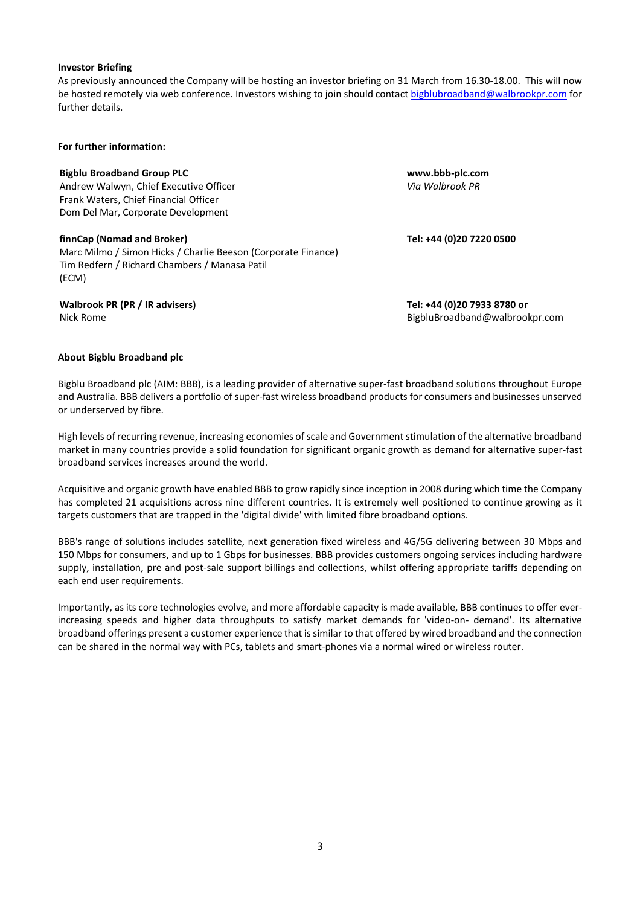**Investor Briefing**

As previously announced the Company will be hosting an investor briefing on 31 March from 16.30-18.00. This will now be hosted remotely via web conference. Investors wishing to join should contact bigblubroadband@walbrookpr.com for further details.

**For further information:**

| | |
|---|---|
| **Bigblu Broadband Group PLC**<br>Andrew Walwyn, Chief Executive Officer<br>Frank Waters, Chief Financial Officer<br>Dom Del Mar, Corporate Development | **www.bbb-plc.com**<br>*Via Walbrook PR* |
| **finnCap (Nomad and Broker)**<br>Marc Milmo / Simon Hicks / Charlie Beeson (Corporate Finance)<br>Tim Redfern / Richard Chambers / Manasa Patil (ECM) | **Tel: +44 (0)20 7220 0500** |
| **Walbrook PR (PR / IR advisers)**<br>Nick Rome | **Tel: +44 (0)20 7933 8780 or**<br>BigbluBroadband@walbrookpr.com |

**About Bigblu Broadband plc**

Bigblu Broadband plc (AIM: BBB), is a leading provider of alternative super-fast broadband solutions throughout Europe and Australia. BBB delivers a portfolio of super-fast wireless broadband products for consumers and businesses unserved or underserved by fibre.

High levels of recurring revenue, increasing economies of scale and Government stimulation of the alternative broadband market in many countries provide a solid foundation for significant organic growth as demand for alternative super-fast broadband services increases around the world.

Acquisitive and organic growth have enabled BBB to grow rapidly since inception in 2008 during which time the Company has completed 21 acquisitions across nine different countries. It is extremely well positioned to continue growing as it targets customers that are trapped in the 'digital divide' with limited fibre broadband options.

BBB's range of solutions includes satellite, next generation fixed wireless and 4G/5G delivering between 30 Mbps and 150 Mbps for consumers, and up to 1 Gbps for businesses. BBB provides customers ongoing services including hardware supply, installation, pre and post-sale support billings and collections, whilst offering appropriate tariffs depending on each end user requirements.

Importantly, as its core technologies evolve, and more affordable capacity is made available, BBB continues to offer ever-increasing speeds and higher data throughputs to satisfy market demands for 'video-on- demand'. Its alternative broadband offerings present a customer experience that is similar to that offered by wired broadband and the connection can be shared in the normal way with PCs, tablets and smart-phones via a normal wired or wireless router.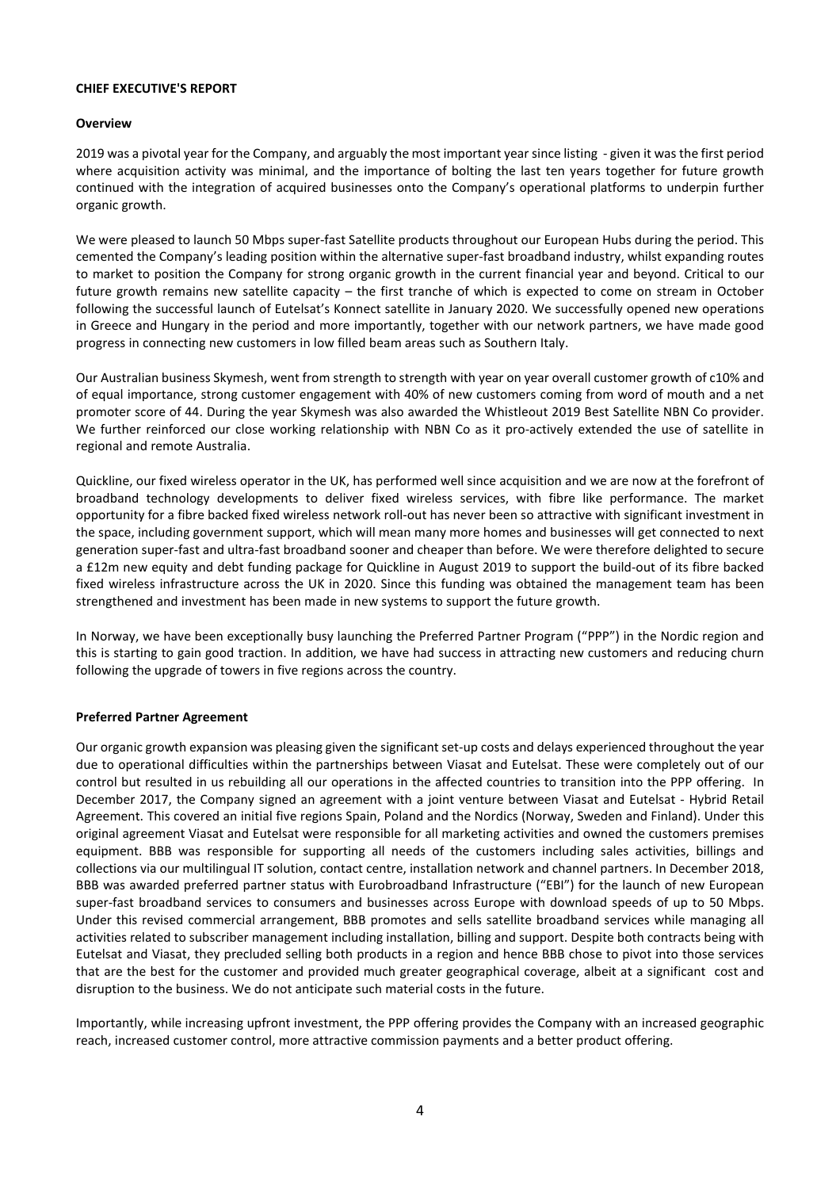**CHIEF EXECUTIVE'S REPORT**

**Overview**

2019 was a pivotal year for the Company, and arguably the most important year since listing - given it was the first period where acquisition activity was minimal, and the importance of bolting the last ten years together for future growth continued with the integration of acquired businesses onto the Company's operational platforms to underpin further organic growth.

We were pleased to launch 50 Mbps super-fast Satellite products throughout our European Hubs during the period. This cemented the Company's leading position within the alternative super-fast broadband industry, whilst expanding routes to market to position the Company for strong organic growth in the current financial year and beyond. Critical to our future growth remains new satellite capacity – the first tranche of which is expected to come on stream in October following the successful launch of Eutelsat's Konnect satellite in January 2020. We successfully opened new operations in Greece and Hungary in the period and more importantly, together with our network partners, we have made good progress in connecting new customers in low filled beam areas such as Southern Italy.

Our Australian business Skymesh, went from strength to strength with year on year overall customer growth of c10% and of equal importance, strong customer engagement with 40% of new customers coming from word of mouth and a net promoter score of 44. During the year Skymesh was also awarded the Whistleout 2019 Best Satellite NBN Co provider. We further reinforced our close working relationship with NBN Co as it pro-actively extended the use of satellite in regional and remote Australia.

Quickline, our fixed wireless operator in the UK, has performed well since acquisition and we are now at the forefront of broadband technology developments to deliver fixed wireless services, with fibre like performance. The market opportunity for a fibre backed fixed wireless network roll-out has never been so attractive with significant investment in the space, including government support, which will mean many more homes and businesses will get connected to next generation super-fast and ultra-fast broadband sooner and cheaper than before. We were therefore delighted to secure a £12m new equity and debt funding package for Quickline in August 2019 to support the build-out of its fibre backed fixed wireless infrastructure across the UK in 2020. Since this funding was obtained the management team has been strengthened and investment has been made in new systems to support the future growth.

In Norway, we have been exceptionally busy launching the Preferred Partner Program ("PPP") in the Nordic region and this is starting to gain good traction. In addition, we have had success in attracting new customers and reducing churn following the upgrade of towers in five regions across the country.

**Preferred Partner Agreement**

Our organic growth expansion was pleasing given the significant set-up costs and delays experienced throughout the year due to operational difficulties within the partnerships between Viasat and Eutelsat. These were completely out of our control but resulted in us rebuilding all our operations in the affected countries to transition into the PPP offering. In December 2017, the Company signed an agreement with a joint venture between Viasat and Eutelsat - Hybrid Retail Agreement. This covered an initial five regions Spain, Poland and the Nordics (Norway, Sweden and Finland). Under this original agreement Viasat and Eutelsat were responsible for all marketing activities and owned the customers premises equipment. BBB was responsible for supporting all needs of the customers including sales activities, billings and collections via our multilingual IT solution, contact centre, installation network and channel partners. In December 2018, BBB was awarded preferred partner status with Eurobroadband Infrastructure ("EBI") for the launch of new European super-fast broadband services to consumers and businesses across Europe with download speeds of up to 50 Mbps. Under this revised commercial arrangement, BBB promotes and sells satellite broadband services while managing all activities related to subscriber management including installation, billing and support. Despite both contracts being with Eutelsat and Viasat, they precluded selling both products in a region and hence BBB chose to pivot into those services that are the best for the customer and provided much greater geographical coverage, albeit at a significant cost and disruption to the business. We do not anticipate such material costs in the future.

Importantly, while increasing upfront investment, the PPP offering provides the Company with an increased geographic reach, increased customer control, more attractive commission payments and a better product offering.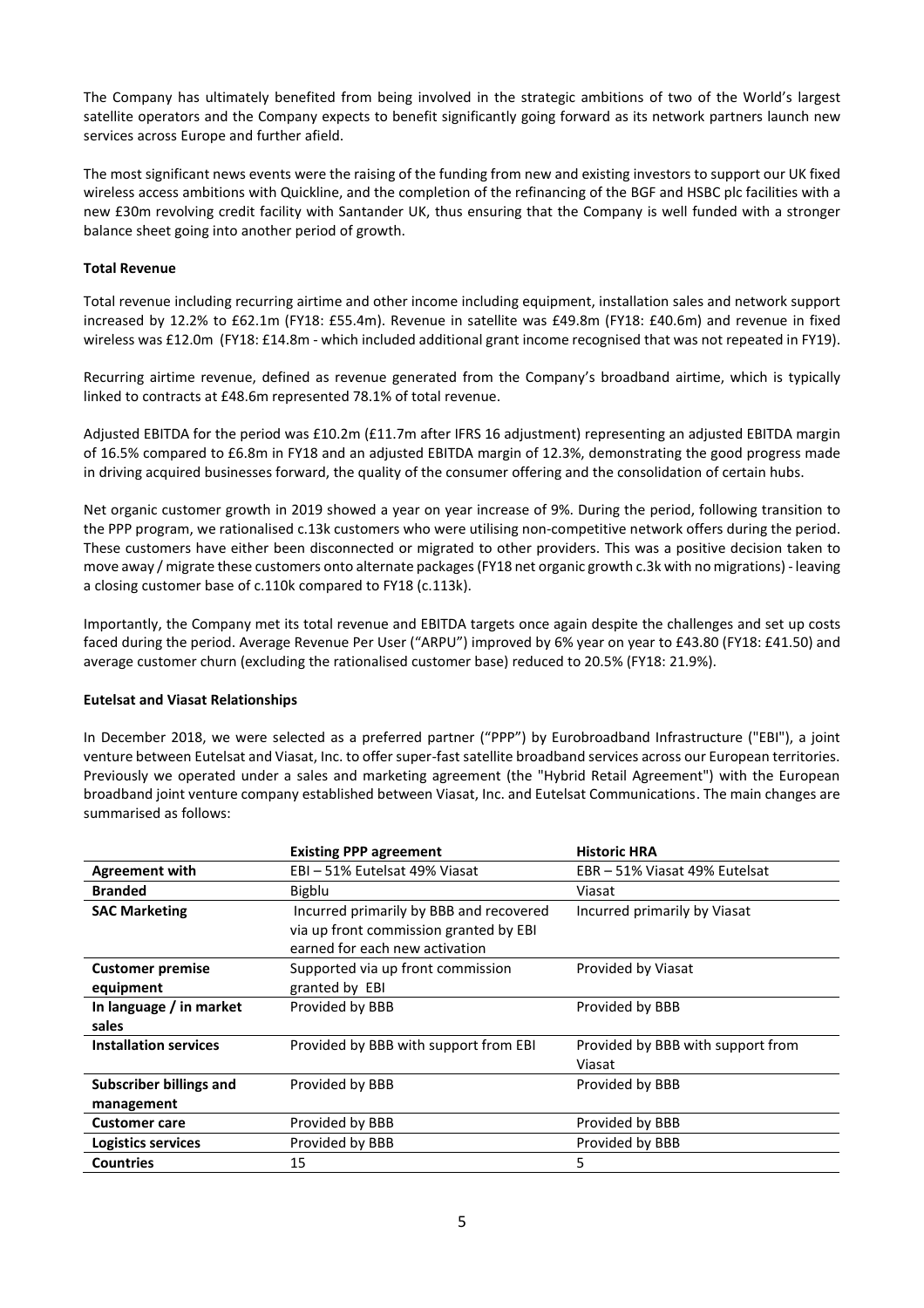The Company has ultimately benefited from being involved in the strategic ambitions of two of the World's largest satellite operators and the Company expects to benefit significantly going forward as its network partners launch new services across Europe and further afield.

The most significant news events were the raising of the funding from new and existing investors to support our UK fixed wireless access ambitions with Quickline, and the completion of the refinancing of the BGF and HSBC plc facilities with a new £30m revolving credit facility with Santander UK, thus ensuring that the Company is well funded with a stronger balance sheet going into another period of growth.

**Total Revenue**

Total revenue including recurring airtime and other income including equipment, installation sales and network support increased by 12.2% to £62.1m (FY18: £55.4m). Revenue in satellite was £49.8m (FY18: £40.6m) and revenue in fixed wireless was £12.0m (FY18: £14.8m - which included additional grant income recognised that was not repeated in FY19).

Recurring airtime revenue, defined as revenue generated from the Company's broadband airtime, which is typically linked to contracts at £48.6m represented 78.1% of total revenue.

Adjusted EBITDA for the period was £10.2m (£11.7m after IFRS 16 adjustment) representing an adjusted EBITDA margin of 16.5% compared to £6.8m in FY18 and an adjusted EBITDA margin of 12.3%, demonstrating the good progress made in driving acquired businesses forward, the quality of the consumer offering and the consolidation of certain hubs.

Net organic customer growth in 2019 showed a year on year increase of 9%. During the period, following transition to the PPP program, we rationalised c.13k customers who were utilising non-competitive network offers during the period. These customers have either been disconnected or migrated to other providers. This was a positive decision taken to move away / migrate these customers onto alternate packages (FY18 net organic growth c.3k with no migrations) - leaving a closing customer base of c.110k compared to FY18 (c.113k).

Importantly, the Company met its total revenue and EBITDA targets once again despite the challenges and set up costs faced during the period. Average Revenue Per User ("ARPU") improved by 6% year on year to £43.80 (FY18: £41.50) and average customer churn (excluding the rationalised customer base) reduced to 20.5% (FY18: 21.9%).

**Eutelsat and Viasat Relationships**

In December 2018, we were selected as a preferred partner ("PPP") by Eurobroadband Infrastructure ("EBI"), a joint venture between Eutelsat and Viasat, Inc. to offer super-fast satellite broadband services across our European territories. Previously we operated under a sales and marketing agreement (the "Hybrid Retail Agreement") with the European broadband joint venture company established between Viasat, Inc. and Eutelsat Communications. The main changes are summarised as follows:

| | **Existing PPP agreement** | **Historic HRA** |
|---|---|---|
| **Agreement with** | EBI – 51% Eutelsat 49% Viasat | EBR – 51% Viasat 49% Eutelsat |
| **Branded** | Bigblu | Viasat |
| **SAC Marketing** | Incurred primarily by BBB and recovered via up front commission granted by EBI earned for each new activation | Incurred primarily by Viasat |
| **Customer premise equipment** | Supported via up front commission granted by EBI | Provided by Viasat |
| **In language / in market sales** | Provided by BBB | Provided by BBB |
| **Installation services** | Provided by BBB with support from EBI | Provided by BBB with support from Viasat |
| **Subscriber billings and management** | Provided by BBB | Provided by BBB |
| **Customer care** | Provided by BBB | Provided by BBB |
| **Logistics services** | Provided by BBB | Provided by BBB |
| **Countries** | 15 | 5 |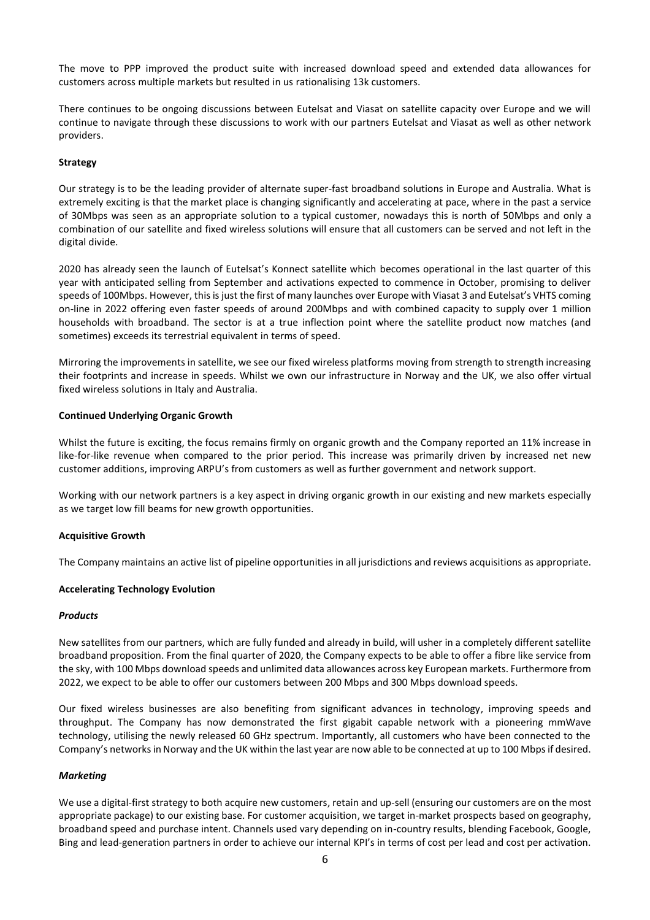The move to PPP improved the product suite with increased download speed and extended data allowances for customers across multiple markets but resulted in us rationalising 13k customers.

There continues to be ongoing discussions between Eutelsat and Viasat on satellite capacity over Europe and we will continue to navigate through these discussions to work with our partners Eutelsat and Viasat as well as other network providers.

**Strategy**

Our strategy is to be the leading provider of alternate super-fast broadband solutions in Europe and Australia. What is extremely exciting is that the market place is changing significantly and accelerating at pace, where in the past a service of 30Mbps was seen as an appropriate solution to a typical customer, nowadays this is north of 50Mbps and only a combination of our satellite and fixed wireless solutions will ensure that all customers can be served and not left in the digital divide.

2020 has already seen the launch of Eutelsat's Konnect satellite which becomes operational in the last quarter of this year with anticipated selling from September and activations expected to commence in October, promising to deliver speeds of 100Mbps. However, this is just the first of many launches over Europe with Viasat 3 and Eutelsat's VHTS coming on-line in 2022 offering even faster speeds of around 200Mbps and with combined capacity to supply over 1 million households with broadband. The sector is at a true inflection point where the satellite product now matches (and sometimes) exceeds its terrestrial equivalent in terms of speed.

Mirroring the improvements in satellite, we see our fixed wireless platforms moving from strength to strength increasing their footprints and increase in speeds. Whilst we own our infrastructure in Norway and the UK, we also offer virtual fixed wireless solutions in Italy and Australia.

**Continued Underlying Organic Growth**

Whilst the future is exciting, the focus remains firmly on organic growth and the Company reported an 11% increase in like-for-like revenue when compared to the prior period. This increase was primarily driven by increased net new customer additions, improving ARPU's from customers as well as further government and network support.

Working with our network partners is a key aspect in driving organic growth in our existing and new markets especially as we target low fill beams for new growth opportunities.

**Acquisitive Growth**

The Company maintains an active list of pipeline opportunities in all jurisdictions and reviews acquisitions as appropriate.

**Accelerating Technology Evolution**

***Products***

New satellites from our partners, which are fully funded and already in build, will usher in a completely different satellite broadband proposition. From the final quarter of 2020, the Company expects to be able to offer a fibre like service from the sky, with 100 Mbps download speeds and unlimited data allowances across key European markets. Furthermore from 2022, we expect to be able to offer our customers between 200 Mbps and 300 Mbps download speeds.

Our fixed wireless businesses are also benefiting from significant advances in technology, improving speeds and throughput. The Company has now demonstrated the first gigabit capable network with a pioneering mmWave technology, utilising the newly released 60 GHz spectrum. Importantly, all customers who have been connected to the Company's networks in Norway and the UK within the last year are now able to be connected at up to 100 Mbps if desired.

***Marketing***

We use a digital-first strategy to both acquire new customers, retain and up-sell (ensuring our customers are on the most appropriate package) to our existing base. For customer acquisition, we target in-market prospects based on geography, broadband speed and purchase intent. Channels used vary depending on in-country results, blending Facebook, Google, Bing and lead-generation partners in order to achieve our internal KPI's in terms of cost per lead and cost per activation.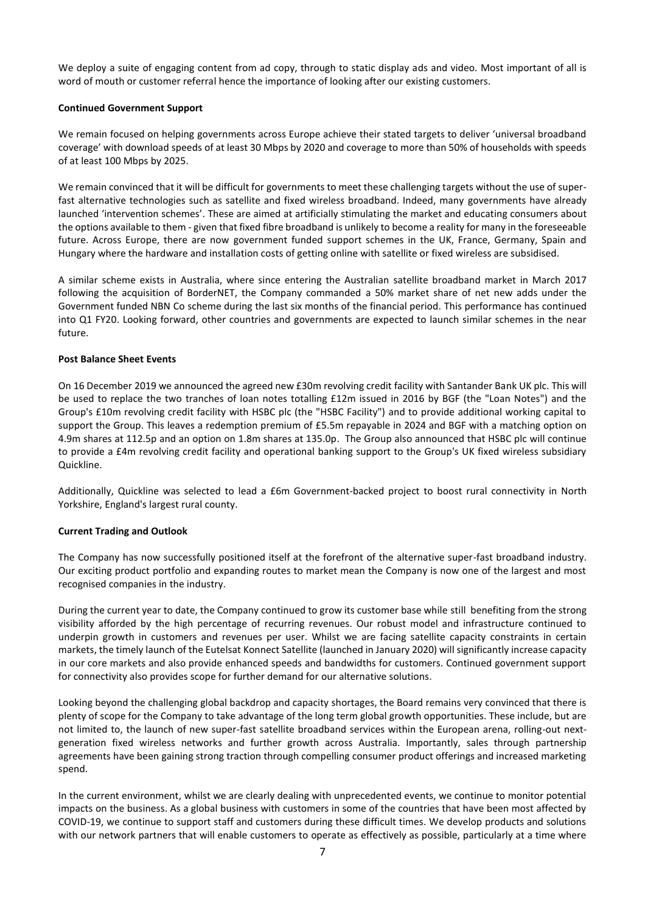We deploy a suite of engaging content from ad copy, through to static display ads and video. Most important of all is word of mouth or customer referral hence the importance of looking after our existing customers.

**Continued Government Support**

We remain focused on helping governments across Europe achieve their stated targets to deliver 'universal broadband coverage' with download speeds of at least 30 Mbps by 2020 and coverage to more than 50% of households with speeds of at least 100 Mbps by 2025.

We remain convinced that it will be difficult for governments to meet these challenging targets without the use of super-fast alternative technologies such as satellite and fixed wireless broadband. Indeed, many governments have already launched 'intervention schemes'. These are aimed at artificially stimulating the market and educating consumers about the options available to them - given that fixed fibre broadband is unlikely to become a reality for many in the foreseeable future. Across Europe, there are now government funded support schemes in the UK, France, Germany, Spain and Hungary where the hardware and installation costs of getting online with satellite or fixed wireless are subsidised.

A similar scheme exists in Australia, where since entering the Australian satellite broadband market in March 2017 following the acquisition of BorderNET, the Company commanded a 50% market share of net new adds under the Government funded NBN Co scheme during the last six months of the financial period. This performance has continued into Q1 FY20. Looking forward, other countries and governments are expected to launch similar schemes in the near future.

**Post Balance Sheet Events**

On 16 December 2019 we announced the agreed new £30m revolving credit facility with Santander Bank UK plc. This will be used to replace the two tranches of loan notes totalling £12m issued in 2016 by BGF (the "Loan Notes") and the Group's £10m revolving credit facility with HSBC plc (the "HSBC Facility") and to provide additional working capital to support the Group. This leaves a redemption premium of £5.5m repayable in 2024 and BGF with a matching option on 4.9m shares at 112.5p and an option on 1.8m shares at 135.0p. The Group also announced that HSBC plc will continue to provide a £4m revolving credit facility and operational banking support to the Group's UK fixed wireless subsidiary Quickline.

Additionally, Quickline was selected to lead a £6m Government-backed project to boost rural connectivity in North Yorkshire, England's largest rural county.

**Current Trading and Outlook**

The Company has now successfully positioned itself at the forefront of the alternative super-fast broadband industry. Our exciting product portfolio and expanding routes to market mean the Company is now one of the largest and most recognised companies in the industry.

During the current year to date, the Company continued to grow its customer base while still benefiting from the strong visibility afforded by the high percentage of recurring revenues. Our robust model and infrastructure continued to underpin growth in customers and revenues per user. Whilst we are facing satellite capacity constraints in certain markets, the timely launch of the Eutelsat Konnect Satellite (launched in January 2020) will significantly increase capacity in our core markets and also provide enhanced speeds and bandwidths for customers. Continued government support for connectivity also provides scope for further demand for our alternative solutions.

Looking beyond the challenging global backdrop and capacity shortages, the Board remains very convinced that there is plenty of scope for the Company to take advantage of the long term global growth opportunities. These include, but are not limited to, the launch of new super-fast satellite broadband services within the European arena, rolling-out next-generation fixed wireless networks and further growth across Australia. Importantly, sales through partnership agreements have been gaining strong traction through compelling consumer product offerings and increased marketing spend.

In the current environment, whilst we are clearly dealing with unprecedented events, we continue to monitor potential impacts on the business. As a global business with customers in some of the countries that have been most affected by COVID-19, we continue to support staff and customers during these difficult times. We develop products and solutions with our network partners that will enable customers to operate as effectively as possible, particularly at a time where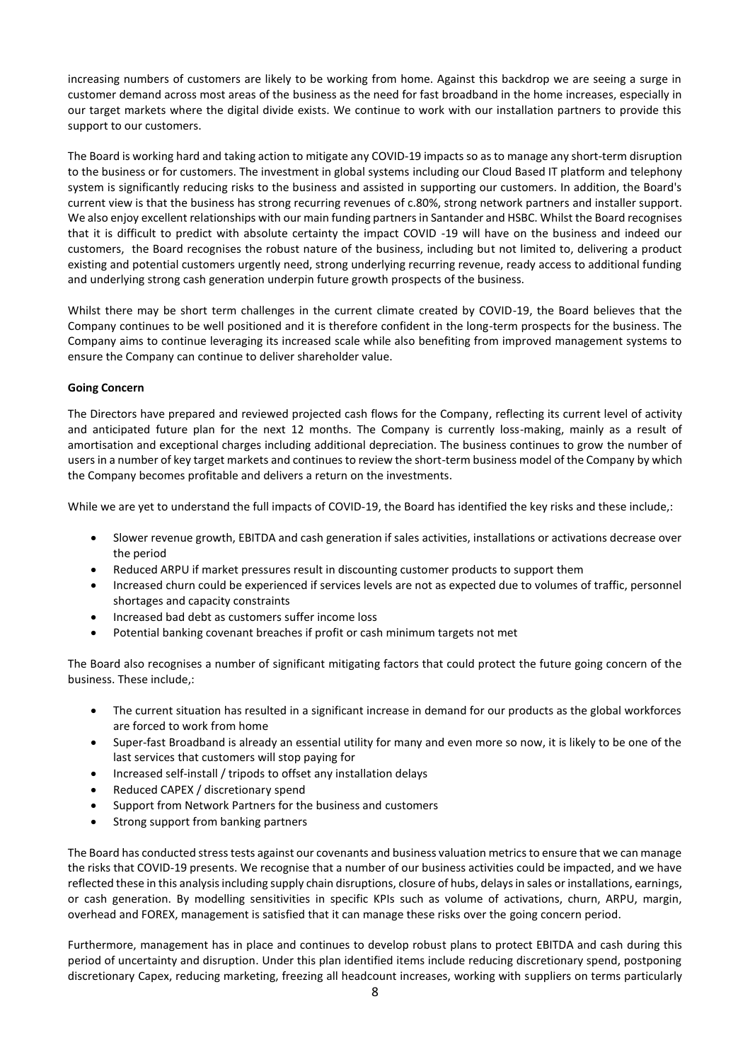increasing numbers of customers are likely to be working from home. Against this backdrop we are seeing a surge in customer demand across most areas of the business as the need for fast broadband in the home increases, especially in our target markets where the digital divide exists. We continue to work with our installation partners to provide this support to our customers.

The Board is working hard and taking action to mitigate any COVID-19 impacts so as to manage any short-term disruption to the business or for customers. The investment in global systems including our Cloud Based IT platform and telephony system is significantly reducing risks to the business and assisted in supporting our customers. In addition, the Board's current view is that the business has strong recurring revenues of c.80%, strong network partners and installer support. We also enjoy excellent relationships with our main funding partners in Santander and HSBC. Whilst the Board recognises that it is difficult to predict with absolute certainty the impact COVID -19 will have on the business and indeed our customers, the Board recognises the robust nature of the business, including but not limited to, delivering a product existing and potential customers urgently need, strong underlying recurring revenue, ready access to additional funding and underlying strong cash generation underpin future growth prospects of the business.

Whilst there may be short term challenges in the current climate created by COVID-19, the Board believes that the Company continues to be well positioned and it is therefore confident in the long-term prospects for the business. The Company aims to continue leveraging its increased scale while also benefiting from improved management systems to ensure the Company can continue to deliver shareholder value.

**Going Concern**

The Directors have prepared and reviewed projected cash flows for the Company, reflecting its current level of activity and anticipated future plan for the next 12 months. The Company is currently loss-making, mainly as a result of amortisation and exceptional charges including additional depreciation. The business continues to grow the number of users in a number of key target markets and continues to review the short-term business model of the Company by which the Company becomes profitable and delivers a return on the investments.

While we are yet to understand the full impacts of COVID-19, the Board has identified the key risks and these include,:

- Slower revenue growth, EBITDA and cash generation if sales activities, installations or activations decrease over the period
- Reduced ARPU if market pressures result in discounting customer products to support them
- Increased churn could be experienced if services levels are not as expected due to volumes of traffic, personnel shortages and capacity constraints
- Increased bad debt as customers suffer income loss
- Potential banking covenant breaches if profit or cash minimum targets not met

The Board also recognises a number of significant mitigating factors that could protect the future going concern of the business. These include,:

- The current situation has resulted in a significant increase in demand for our products as the global workforces are forced to work from home
- Super-fast Broadband is already an essential utility for many and even more so now, it is likely to be one of the last services that customers will stop paying for
- Increased self-install / tripods to offset any installation delays
- Reduced CAPEX / discretionary spend
- Support from Network Partners for the business and customers
- Strong support from banking partners

The Board has conducted stress tests against our covenants and business valuation metrics to ensure that we can manage the risks that COVID-19 presents. We recognise that a number of our business activities could be impacted, and we have reflected these in this analysis including supply chain disruptions, closure of hubs, delays in sales or installations, earnings, or cash generation. By modelling sensitivities in specific KPIs such as volume of activations, churn, ARPU, margin, overhead and FOREX, management is satisfied that it can manage these risks over the going concern period.

Furthermore, management has in place and continues to develop robust plans to protect EBITDA and cash during this period of uncertainty and disruption. Under this plan identified items include reducing discretionary spend, postponing discretionary Capex, reducing marketing, freezing all headcount increases, working with suppliers on terms particularly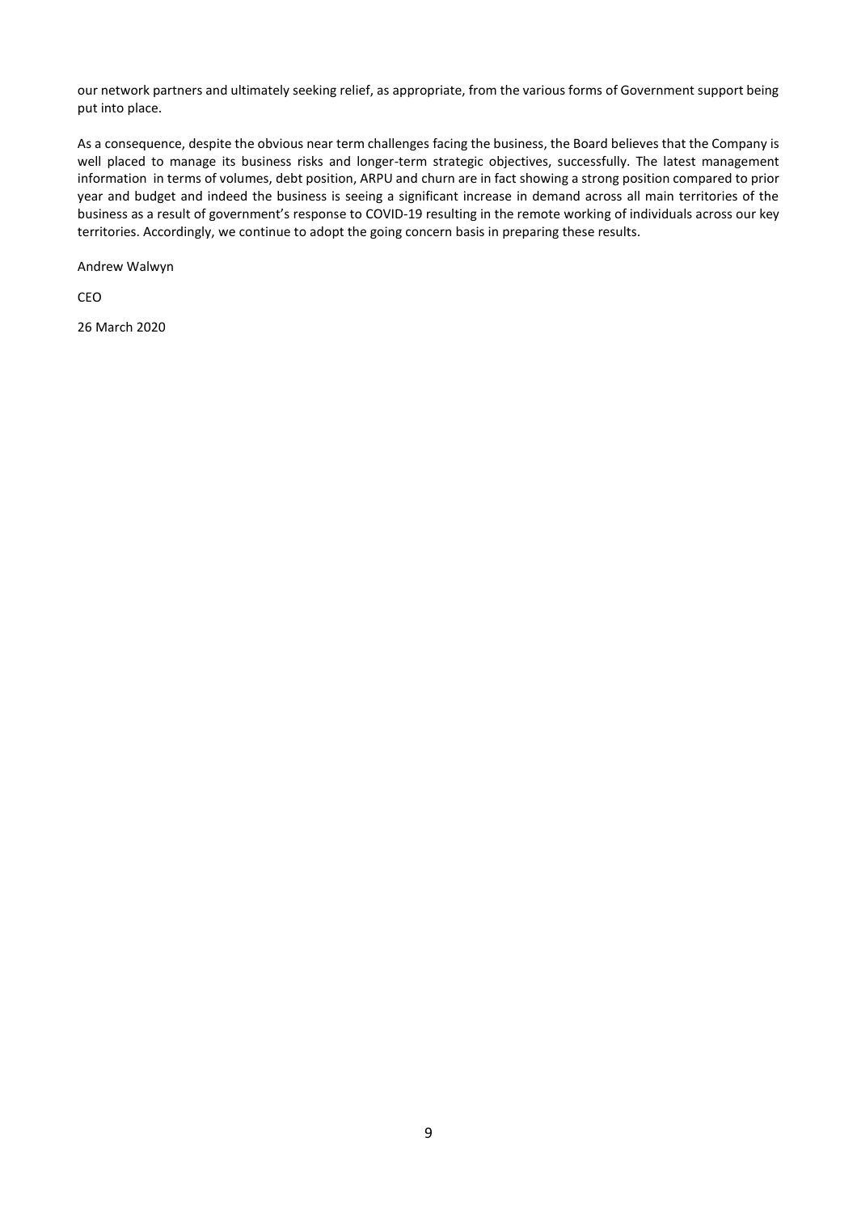our network partners and ultimately seeking relief, as appropriate, from the various forms of Government support being put into place.

As a consequence, despite the obvious near term challenges facing the business, the Board believes that the Company is well placed to manage its business risks and longer-term strategic objectives, successfully. The latest management information in terms of volumes, debt position, ARPU and churn are in fact showing a strong position compared to prior year and budget and indeed the business is seeing a significant increase in demand across all main territories of the business as a result of government's response to COVID-19 resulting in the remote working of individuals across our key territories. Accordingly, we continue to adopt the going concern basis in preparing these results.

Andrew Walwyn

CEO

26 March 2020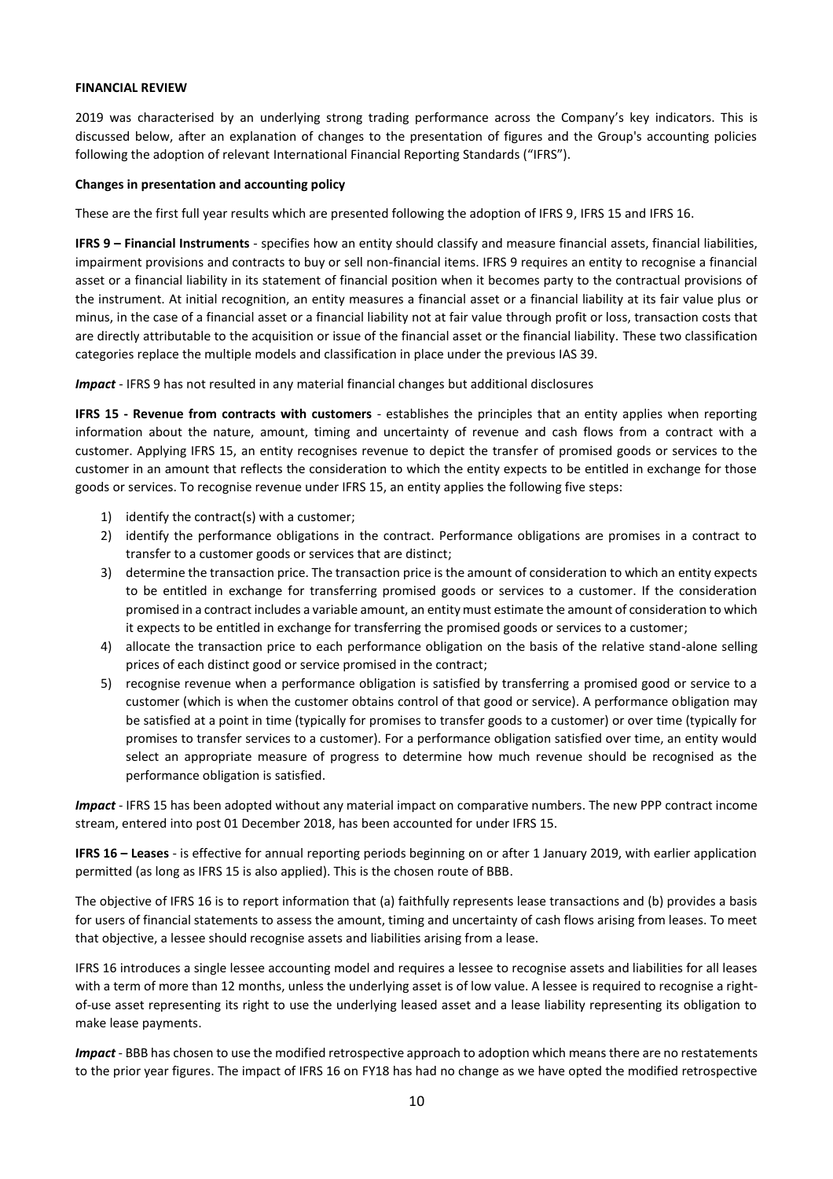**FINANCIAL REVIEW**

2019 was characterised by an underlying strong trading performance across the Company's key indicators. This is discussed below, after an explanation of changes to the presentation of figures and the Group's accounting policies following the adoption of relevant International Financial Reporting Standards ("IFRS").

**Changes in presentation and accounting policy**

These are the first full year results which are presented following the adoption of IFRS 9, IFRS 15 and IFRS 16.

**IFRS 9 – Financial Instruments** - specifies how an entity should classify and measure financial assets, financial liabilities, impairment provisions and contracts to buy or sell non-financial items. IFRS 9 requires an entity to recognise a financial asset or a financial liability in its statement of financial position when it becomes party to the contractual provisions of the instrument. At initial recognition, an entity measures a financial asset or a financial liability at its fair value plus or minus, in the case of a financial asset or a financial liability not at fair value through profit or loss, transaction costs that are directly attributable to the acquisition or issue of the financial asset or the financial liability. These two classification categories replace the multiple models and classification in place under the previous IAS 39.

***Impact*** - IFRS 9 has not resulted in any material financial changes but additional disclosures

**IFRS 15 - Revenue from contracts with customers** - establishes the principles that an entity applies when reporting information about the nature, amount, timing and uncertainty of revenue and cash flows from a contract with a customer. Applying IFRS 15, an entity recognises revenue to depict the transfer of promised goods or services to the customer in an amount that reflects the consideration to which the entity expects to be entitled in exchange for those goods or services. To recognise revenue under IFRS 15, an entity applies the following five steps:

1) identify the contract(s) with a customer;
2) identify the performance obligations in the contract. Performance obligations are promises in a contract to transfer to a customer goods or services that are distinct;
3) determine the transaction price. The transaction price is the amount of consideration to which an entity expects to be entitled in exchange for transferring promised goods or services to a customer. If the consideration promised in a contract includes a variable amount, an entity must estimate the amount of consideration to which it expects to be entitled in exchange for transferring the promised goods or services to a customer;
4) allocate the transaction price to each performance obligation on the basis of the relative stand-alone selling prices of each distinct good or service promised in the contract;
5) recognise revenue when a performance obligation is satisfied by transferring a promised good or service to a customer (which is when the customer obtains control of that good or service). A performance obligation may be satisfied at a point in time (typically for promises to transfer goods to a customer) or over time (typically for promises to transfer services to a customer). For a performance obligation satisfied over time, an entity would select an appropriate measure of progress to determine how much revenue should be recognised as the performance obligation is satisfied.

***Impact*** - IFRS 15 has been adopted without any material impact on comparative numbers. The new PPP contract income stream, entered into post 01 December 2018, has been accounted for under IFRS 15.

**IFRS 16 – Leases** - is effective for annual reporting periods beginning on or after 1 January 2019, with earlier application permitted (as long as IFRS 15 is also applied). This is the chosen route of BBB.

The objective of IFRS 16 is to report information that (a) faithfully represents lease transactions and (b) provides a basis for users of financial statements to assess the amount, timing and uncertainty of cash flows arising from leases. To meet that objective, a lessee should recognise assets and liabilities arising from a lease.

IFRS 16 introduces a single lessee accounting model and requires a lessee to recognise assets and liabilities for all leases with a term of more than 12 months, unless the underlying asset is of low value. A lessee is required to recognise a right-of-use asset representing its right to use the underlying leased asset and a lease liability representing its obligation to make lease payments.

***Impact*** - BBB has chosen to use the modified retrospective approach to adoption which means there are no restatements to the prior year figures. The impact of IFRS 16 on FY18 has had no change as we have opted the modified retrospective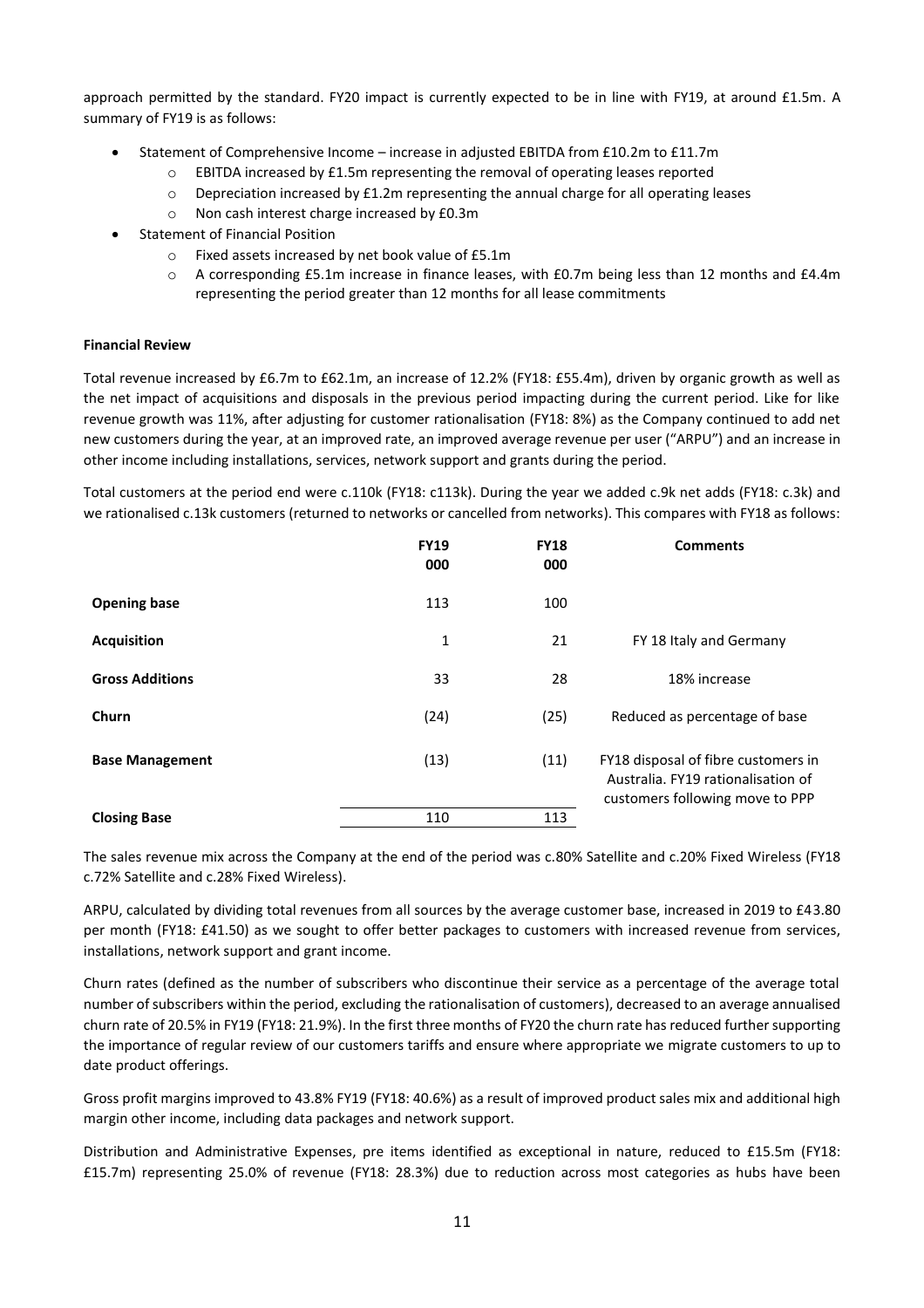approach permitted by the standard. FY20 impact is currently expected to be in line with FY19, at around £1.5m. A summary of FY19 is as follows:

- Statement of Comprehensive Income – increase in adjusted EBITDA from £10.2m to £11.7m
  - EBITDA increased by £1.5m representing the removal of operating leases reported
  - Depreciation increased by £1.2m representing the annual charge for all operating leases
  - Non cash interest charge increased by £0.3m
- Statement of Financial Position
  - Fixed assets increased by net book value of £5.1m
  - A corresponding £5.1m increase in finance leases, with £0.7m being less than 12 months and £4.4m representing the period greater than 12 months for all lease commitments

**Financial Review**

Total revenue increased by £6.7m to £62.1m, an increase of 12.2% (FY18: £55.4m), driven by organic growth as well as the net impact of acquisitions and disposals in the previous period impacting during the current period. Like for like revenue growth was 11%, after adjusting for customer rationalisation (FY18: 8%) as the Company continued to add net new customers during the year, at an improved rate, an improved average revenue per user ("ARPU") and an increase in other income including installations, services, network support and grants during the period.

Total customers at the period end were c.110k (FY18: c113k). During the year we added c.9k net adds (FY18: c.3k) and we rationalised c.13k customers (returned to networks or cancelled from networks). This compares with FY18 as follows:

| | FY19<br>000 | FY18<br>000 | Comments |
|---|---|---|---|
| **Opening base** | 113 | 100 | |
| **Acquisition** | 1 | 21 | FY 18 Italy and Germany |
| **Gross Additions** | 33 | 28 | 18% increase |
| **Churn** | (24) | (25) | Reduced as percentage of base |
| **Base Management** | (13) | (11) | FY18 disposal of fibre customers in Australia. FY19 rationalisation of customers following move to PPP |
| **Closing Base** | 110 | 113 | |

The sales revenue mix across the Company at the end of the period was c.80% Satellite and c.20% Fixed Wireless (FY18 c.72% Satellite and c.28% Fixed Wireless).

ARPU, calculated by dividing total revenues from all sources by the average customer base, increased in 2019 to £43.80 per month (FY18: £41.50) as we sought to offer better packages to customers with increased revenue from services, installations, network support and grant income.

Churn rates (defined as the number of subscribers who discontinue their service as a percentage of the average total number of subscribers within the period, excluding the rationalisation of customers), decreased to an average annualised churn rate of 20.5% in FY19 (FY18: 21.9%). In the first three months of FY20 the churn rate has reduced further supporting the importance of regular review of our customers tariffs and ensure where appropriate we migrate customers to up to date product offerings.

Gross profit margins improved to 43.8% FY19 (FY18: 40.6%) as a result of improved product sales mix and additional high margin other income, including data packages and network support.

Distribution and Administrative Expenses, pre items identified as exceptional in nature, reduced to £15.5m (FY18: £15.7m) representing 25.0% of revenue (FY18: 28.3%) due to reduction across most categories as hubs have been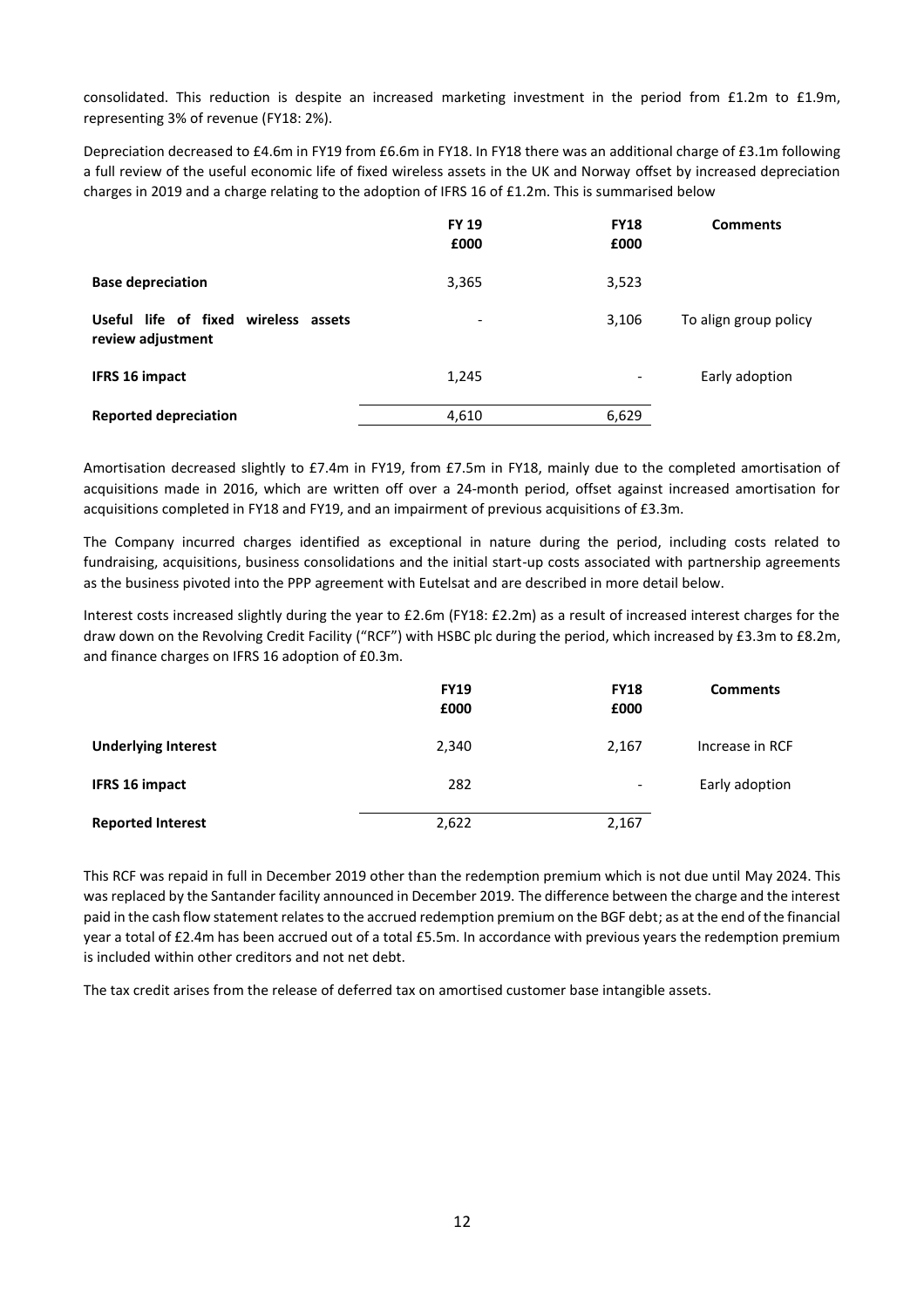consolidated. This reduction is despite an increased marketing investment in the period from £1.2m to £1.9m, representing 3% of revenue (FY18: 2%).

Depreciation decreased to £4.6m in FY19 from £6.6m in FY18. In FY18 there was an additional charge of £3.1m following a full review of the useful economic life of fixed wireless assets in the UK and Norway offset by increased depreciation charges in 2019 and a charge relating to the adoption of IFRS 16 of £1.2m. This is summarised below

| | FY 19<br>£000 | FY18<br>£000 | Comments |
|---|---|---|---|
| **Base depreciation** | 3,365 | 3,523 | |
| **Useful life of fixed wireless assets review adjustment** | - | 3,106 | To align group policy |
| **IFRS 16 impact** | 1,245 | - | Early adoption |
| **Reported depreciation** | 4,610 | 6,629 | |

Amortisation decreased slightly to £7.4m in FY19, from £7.5m in FY18, mainly due to the completed amortisation of acquisitions made in 2016, which are written off over a 24-month period, offset against increased amortisation for acquisitions completed in FY18 and FY19, and an impairment of previous acquisitions of £3.3m.

The Company incurred charges identified as exceptional in nature during the period, including costs related to fundraising, acquisitions, business consolidations and the initial start-up costs associated with partnership agreements as the business pivoted into the PPP agreement with Eutelsat and are described in more detail below.

Interest costs increased slightly during the year to £2.6m (FY18: £2.2m) as a result of increased interest charges for the draw down on the Revolving Credit Facility ("RCF") with HSBC plc during the period, which increased by £3.3m to £8.2m, and finance charges on IFRS 16 adoption of £0.3m.

| | FY19<br>£000 | FY18<br>£000 | Comments |
|---|---|---|---|
| **Underlying Interest** | 2,340 | 2,167 | Increase in RCF |
| **IFRS 16 impact** | 282 | - | Early adoption |
| **Reported Interest** | 2,622 | 2,167 | |

This RCF was repaid in full in December 2019 other than the redemption premium which is not due until May 2024. This was replaced by the Santander facility announced in December 2019. The difference between the charge and the interest paid in the cash flow statement relates to the accrued redemption premium on the BGF debt; as at the end of the financial year a total of £2.4m has been accrued out of a total £5.5m. In accordance with previous years the redemption premium is included within other creditors and not net debt.

The tax credit arises from the release of deferred tax on amortised customer base intangible assets.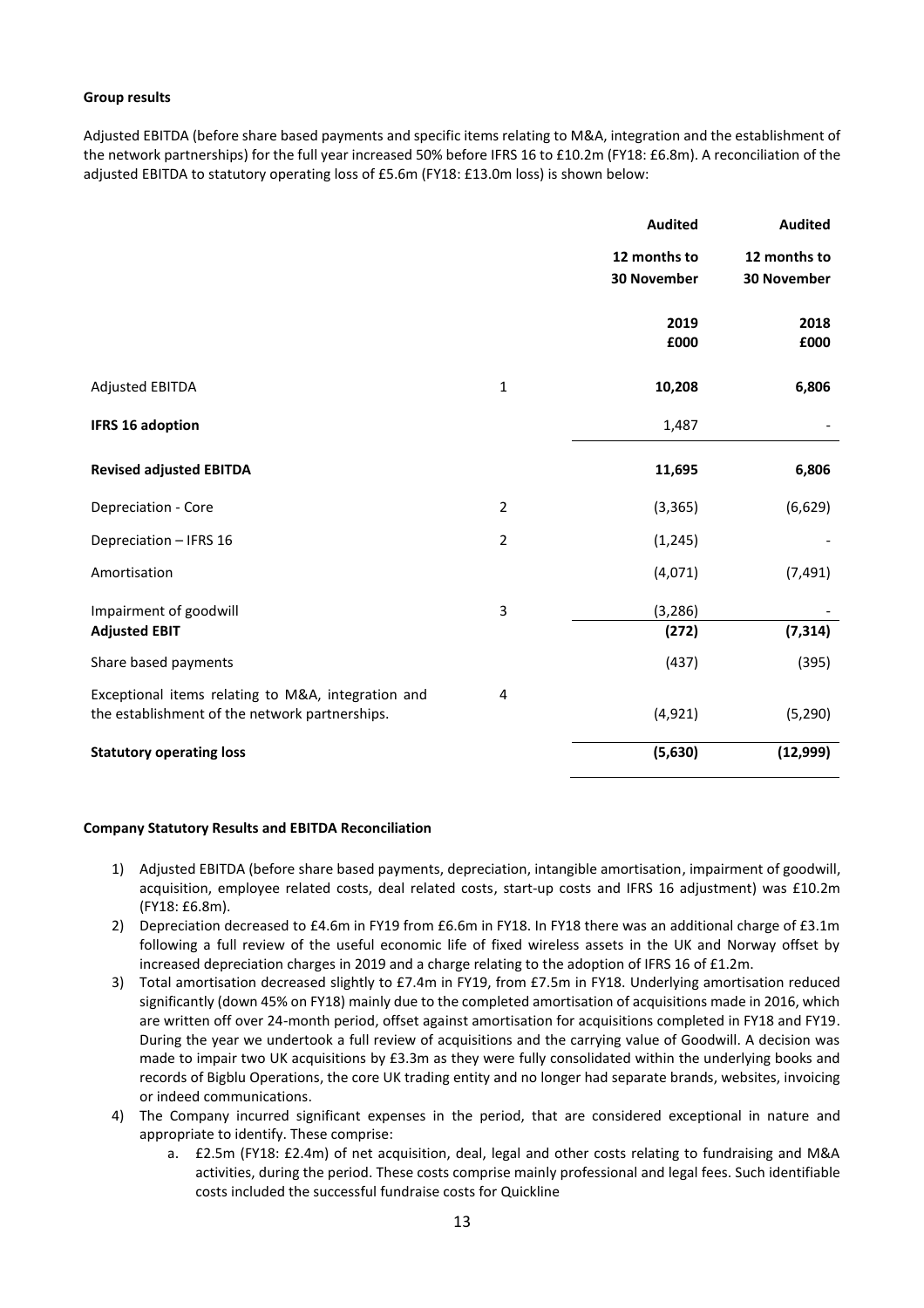**Group results**

Adjusted EBITDA (before share based payments and specific items relating to M&A, integration and the establishment of the network partnerships) for the full year increased 50% before IFRS 16 to £10.2m (FY18: £6.8m). A reconciliation of the adjusted EBITDA to statutory operating loss of £5.6m (FY18: £13.0m loss) is shown below:

| | | Audited<br>12 months to<br>30 November<br>2019<br>£000 | Audited<br>12 months to<br>30 November<br>2018<br>£000 |
|---|---|---|---|
| Adjusted EBITDA | 1 | **10,208** | **6,806** |
| **IFRS 16 adoption** | | 1,487 | - |
| **Revised adjusted EBITDA** | | **11,695** | **6,806** |
| Depreciation - Core | 2 | (3,365) | (6,629) |
| Depreciation – IFRS 16 | 2 | (1,245) | - |
| Amortisation | | (4,071) | (7,491) |
| Impairment of goodwill | 3 | (3,286) | - |
| **Adjusted EBIT** | | **(272)** | **(7,314)** |
| Share based payments | | (437) | (395) |
| Exceptional items relating to M&A, integration and the establishment of the network partnerships. | 4 | (4,921) | (5,290) |
| **Statutory operating loss** | | **(5,630)** | **(12,999)** |

**Company Statutory Results and EBITDA Reconciliation**

1) Adjusted EBITDA (before share based payments, depreciation, intangible amortisation, impairment of goodwill, acquisition, employee related costs, deal related costs, start-up costs and IFRS 16 adjustment) was £10.2m (FY18: £6.8m).
2) Depreciation decreased to £4.6m in FY19 from £6.6m in FY18. In FY18 there was an additional charge of £3.1m following a full review of the useful economic life of fixed wireless assets in the UK and Norway offset by increased depreciation charges in 2019 and a charge relating to the adoption of IFRS 16 of £1.2m.
3) Total amortisation decreased slightly to £7.4m in FY19, from £7.5m in FY18. Underlying amortisation reduced significantly (down 45% on FY18) mainly due to the completed amortisation of acquisitions made in 2016, which are written off over 24-month period, offset against amortisation for acquisitions completed in FY18 and FY19. During the year we undertook a full review of acquisitions and the carrying value of Goodwill. A decision was made to impair two UK acquisitions by £3.3m as they were fully consolidated within the underlying books and records of Bigblu Operations, the core UK trading entity and no longer had separate brands, websites, invoicing or indeed communications.
4) The Company incurred significant expenses in the period, that are considered exceptional in nature and appropriate to identify. These comprise:
    a. £2.5m (FY18: £2.4m) of net acquisition, deal, legal and other costs relating to fundraising and M&A activities, during the period. These costs comprise mainly professional and legal fees. Such identifiable costs included the successful fundraise costs for Quickline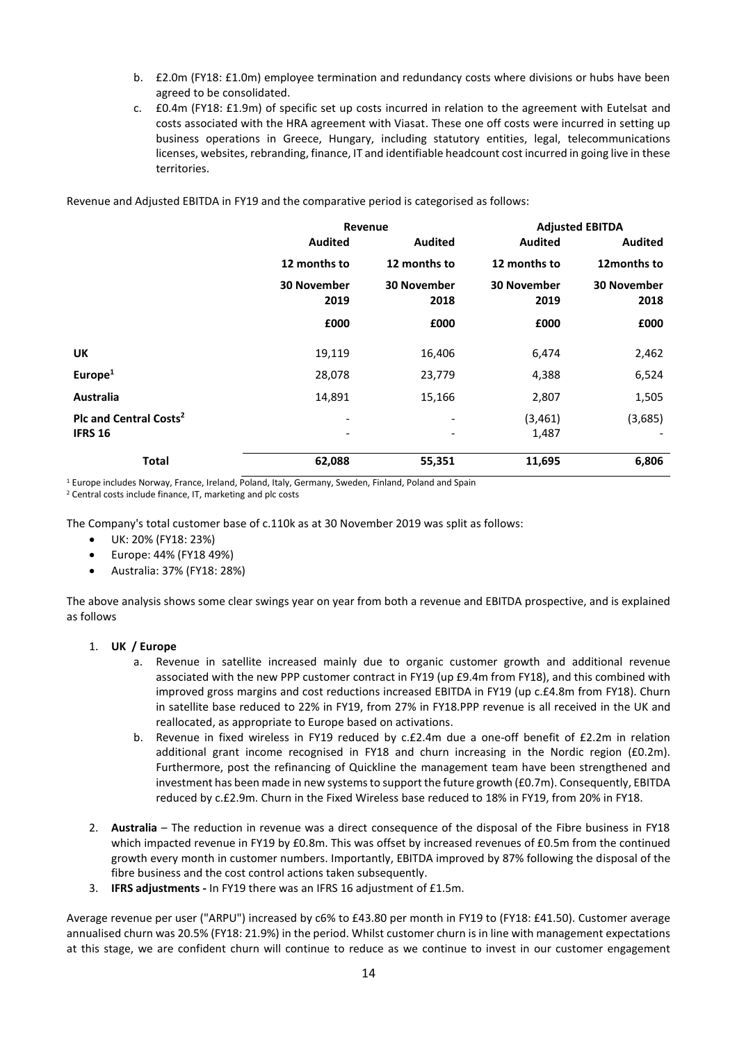b. £2.0m (FY18: £1.0m) employee termination and redundancy costs where divisions or hubs have been agreed to be consolidated.

c. £0.4m (FY18: £1.9m) of specific set up costs incurred in relation to the agreement with Eutelsat and costs associated with the HRA agreement with Viasat. These one off costs were incurred in setting up business operations in Greece, Hungary, including statutory entities, legal, telecommunications licenses, websites, rebranding, finance, IT and identifiable headcount cost incurred in going live in these territories.

Revenue and Adjusted EBITDA in FY19 and the comparative period is categorised as follows:

| | Revenue | | Adjusted EBITDA | |
|---|---|---|---|---|
| | **Audited** | **Audited** | **Audited** | **Audited** |
| | **12 months to** | **12 months to** | **12 months to** | **12months to** |
| | **30 November 2019** | **30 November 2018** | **30 November 2019** | **30 November 2018** |
| | **£000** | **£000** | **£000** | **£000** |
| **UK** | 19,119 | 16,406 | 6,474 | 2,462 |
| **Europe**[1] | 28,078 | 23,779 | 4,388 | 6,524 |
| **Australia** | 14,891 | 15,166 | 2,807 | 1,505 |
| **Plc and Central Costs**[2] | - | - | (3,461) | (3,685) |
| **IFRS 16** | - | - | 1,487 | - |
| **Total** | **62,088** | **55,351** | **11,695** | **6,806** |

[1] Europe includes Norway, France, Ireland, Poland, Italy, Germany, Sweden, Finland, Poland and Spain

[2] Central costs include finance, IT, marketing and plc costs

The Company's total customer base of c.110k as at 30 November 2019 was split as follows:

- UK: 20% (FY18: 23%)
- Europe: 44% (FY18 49%)
- Australia: 37% (FY18: 28%)

The above analysis shows some clear swings year on year from both a revenue and EBITDA prospective, and is explained as follows

1. **UK / Europe**
   a. Revenue in satellite increased mainly due to organic customer growth and additional revenue associated with the new PPP customer contract in FY19 (up £9.4m from FY18), and this combined with improved gross margins and cost reductions increased EBITDA in FY19 (up c.£4.8m from FY18). Churn in satellite base reduced to 22% in FY19, from 27% in FY18.PPP revenue is all received in the UK and reallocated, as appropriate to Europe based on activations.
   b. Revenue in fixed wireless in FY19 reduced by c.£2.4m due a one-off benefit of £2.2m in relation additional grant income recognised in FY18 and churn increasing in the Nordic region (£0.2m). Furthermore, post the refinancing of Quickline the management team have been strengthened and investment has been made in new systems to support the future growth (£0.7m). Consequently, EBITDA reduced by c.£2.9m. Churn in the Fixed Wireless base reduced to 18% in FY19, from 20% in FY18.

2. **Australia** – The reduction in revenue was a direct consequence of the disposal of the Fibre business in FY18 which impacted revenue in FY19 by £0.8m. This was offset by increased revenues of £0.5m from the continued growth every month in customer numbers. Importantly, EBITDA improved by 87% following the disposal of the fibre business and the cost control actions taken subsequently.

3. **IFRS adjustments -** In FY19 there was an IFRS 16 adjustment of £1.5m.

Average revenue per user ("ARPU") increased by c6% to £43.80 per month in FY19 to (FY18: £41.50). Customer average annualised churn was 20.5% (FY18: 21.9%) in the period. Whilst customer churn is in line with management expectations at this stage, we are confident churn will continue to reduce as we continue to invest in our customer engagement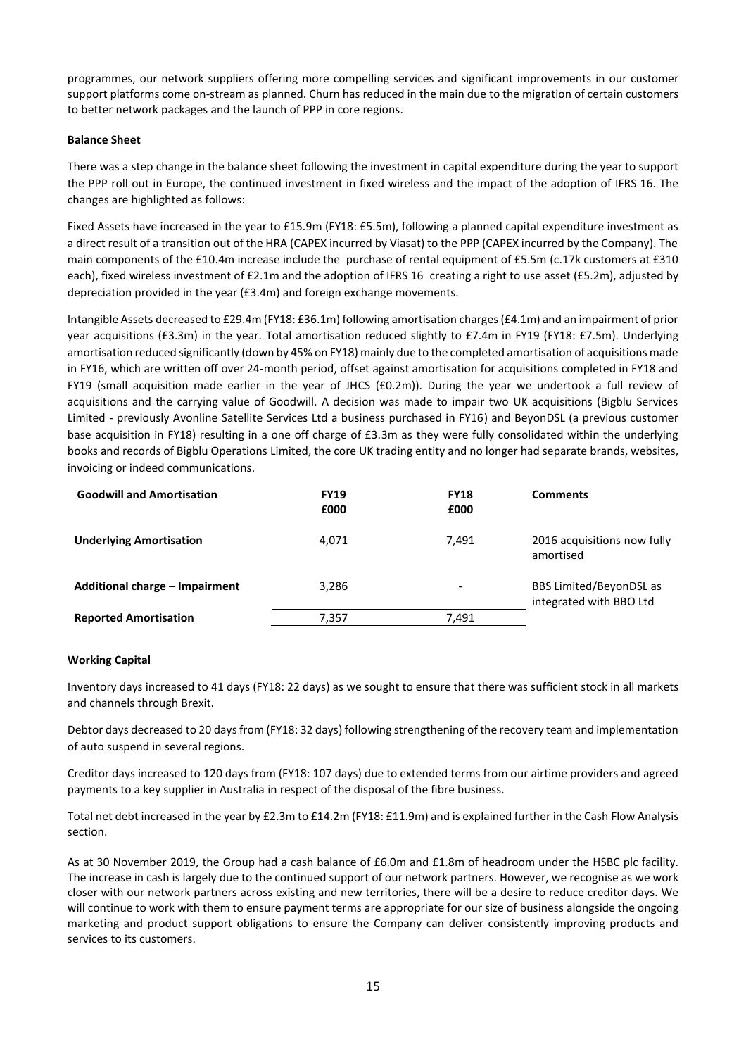programmes, our network suppliers offering more compelling services and significant improvements in our customer support platforms come on-stream as planned. Churn has reduced in the main due to the migration of certain customers to better network packages and the launch of PPP in core regions.

**Balance Sheet**

There was a step change in the balance sheet following the investment in capital expenditure during the year to support the PPP roll out in Europe, the continued investment in fixed wireless and the impact of the adoption of IFRS 16. The changes are highlighted as follows:

Fixed Assets have increased in the year to £15.9m (FY18: £5.5m), following a planned capital expenditure investment as a direct result of a transition out of the HRA (CAPEX incurred by Viasat) to the PPP (CAPEX incurred by the Company). The main components of the £10.4m increase include the purchase of rental equipment of £5.5m (c.17k customers at £310 each), fixed wireless investment of £2.1m and the adoption of IFRS 16 creating a right to use asset (£5.2m), adjusted by depreciation provided in the year (£3.4m) and foreign exchange movements.

Intangible Assets decreased to £29.4m (FY18: £36.1m) following amortisation charges (£4.1m) and an impairment of prior year acquisitions (£3.3m) in the year. Total amortisation reduced slightly to £7.4m in FY19 (FY18: £7.5m). Underlying amortisation reduced significantly (down by 45% on FY18) mainly due to the completed amortisation of acquisitions made in FY16, which are written off over 24-month period, offset against amortisation for acquisitions completed in FY18 and FY19 (small acquisition made earlier in the year of JHCS (£0.2m)). During the year we undertook a full review of acquisitions and the carrying value of Goodwill. A decision was made to impair two UK acquisitions (Bigblu Services Limited - previously Avonline Satellite Services Ltd a business purchased in FY16) and BeyonDSL (a previous customer base acquisition in FY18) resulting in a one off charge of £3.3m as they were fully consolidated within the underlying books and records of Bigblu Operations Limited, the core UK trading entity and no longer had separate brands, websites, invoicing or indeed communications.

| Goodwill and Amortisation | FY19 £000 | FY18 £000 | Comments |
|---|---|---|---|
| **Underlying Amortisation** | 4,071 | 7,491 | 2016 acquisitions now fully amortised |
| **Additional charge – Impairment** | 3,286 | - | BBS Limited/BeyonDSL as integrated with BBO Ltd |
| **Reported Amortisation** | 7,357 | 7,491 | |

**Working Capital**

Inventory days increased to 41 days (FY18: 22 days) as we sought to ensure that there was sufficient stock in all markets and channels through Brexit.

Debtor days decreased to 20 days from (FY18: 32 days) following strengthening of the recovery team and implementation of auto suspend in several regions.

Creditor days increased to 120 days from (FY18: 107 days) due to extended terms from our airtime providers and agreed payments to a key supplier in Australia in respect of the disposal of the fibre business.

Total net debt increased in the year by £2.3m to £14.2m (FY18: £11.9m) and is explained further in the Cash Flow Analysis section.

As at 30 November 2019, the Group had a cash balance of £6.0m and £1.8m of headroom under the HSBC plc facility. The increase in cash is largely due to the continued support of our network partners. However, we recognise as we work closer with our network partners across existing and new territories, there will be a desire to reduce creditor days. We will continue to work with them to ensure payment terms are appropriate for our size of business alongside the ongoing marketing and product support obligations to ensure the Company can deliver consistently improving products and services to its customers.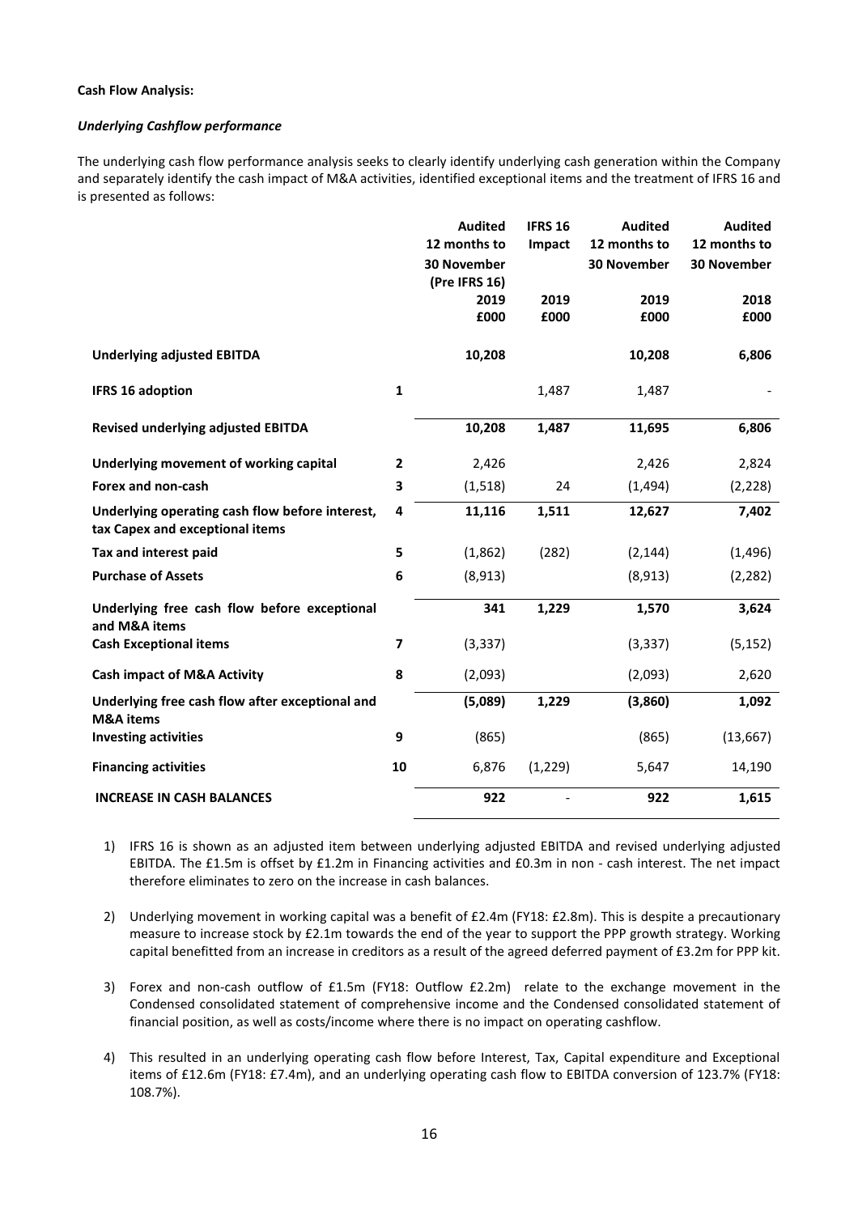**Cash Flow Analysis:**

***Underlying Cashflow performance***

The underlying cash flow performance analysis seeks to clearly identify underlying cash generation within the Company and separately identify the cash impact of M&A activities, identified exceptional items and the treatment of IFRS 16 and is presented as follows:

| | | Audited 12 months to 30 November (Pre IFRS 16) 2019 £000 | IFRS 16 Impact 2019 £000 | Audited 12 months to 30 November 2019 £000 | Audited 12 months to 30 November 2018 £000 |
|---|---|---|---|---|---|
| **Underlying adjusted EBITDA** | | **10,208** | | **10,208** | **6,806** |
| **IFRS 16 adoption** | **1** | | 1,487 | 1,487 | - |
| **Revised underlying adjusted EBITDA** | | **10,208** | **1,487** | **11,695** | **6,806** |
| **Underlying movement of working capital** | **2** | 2,426 | | 2,426 | 2,824 |
| **Forex and non-cash** | **3** | (1,518) | 24 | (1,494) | (2,228) |
| **Underlying operating cash flow before interest, tax Capex and exceptional items** | **4** | **11,116** | **1,511** | **12,627** | **7,402** |
| **Tax and interest paid** | **5** | (1,862) | (282) | (2,144) | (1,496) |
| **Purchase of Assets** | **6** | (8,913) | | (8,913) | (2,282) |
| **Underlying free cash flow before exceptional and M&A items** | | **341** | **1,229** | **1,570** | **3,624** |
| **Cash Exceptional items** | **7** | (3,337) | | (3,337) | (5,152) |
| **Cash impact of M&A Activity** | **8** | (2,093) | | (2,093) | 2,620 |
| **Underlying free cash flow after exceptional and M&A items** | | **(5,089)** | **1,229** | **(3,860)** | **1,092** |
| **Investing activities** | **9** | (865) | | (865) | (13,667) |
| **Financing activities** | **10** | 6,876 | (1,229) | 5,647 | 14,190 |
| **INCREASE IN CASH BALANCES** | | **922** | - | **922** | **1,615** |

1) IFRS 16 is shown as an adjusted item between underlying adjusted EBITDA and revised underlying adjusted EBITDA. The £1.5m is offset by £1.2m in Financing activities and £0.3m in non - cash interest. The net impact therefore eliminates to zero on the increase in cash balances.

2) Underlying movement in working capital was a benefit of £2.4m (FY18: £2.8m). This is despite a precautionary measure to increase stock by £2.1m towards the end of the year to support the PPP growth strategy. Working capital benefitted from an increase in creditors as a result of the agreed deferred payment of £3.2m for PPP kit.

3) Forex and non-cash outflow of £1.5m (FY18: Outflow £2.2m) relate to the exchange movement in the Condensed consolidated statement of comprehensive income and the Condensed consolidated statement of financial position, as well as costs/income where there is no impact on operating cashflow.

4) This resulted in an underlying operating cash flow before Interest, Tax, Capital expenditure and Exceptional items of £12.6m (FY18: £7.4m), and an underlying operating cash flow to EBITDA conversion of 123.7% (FY18: 108.7%).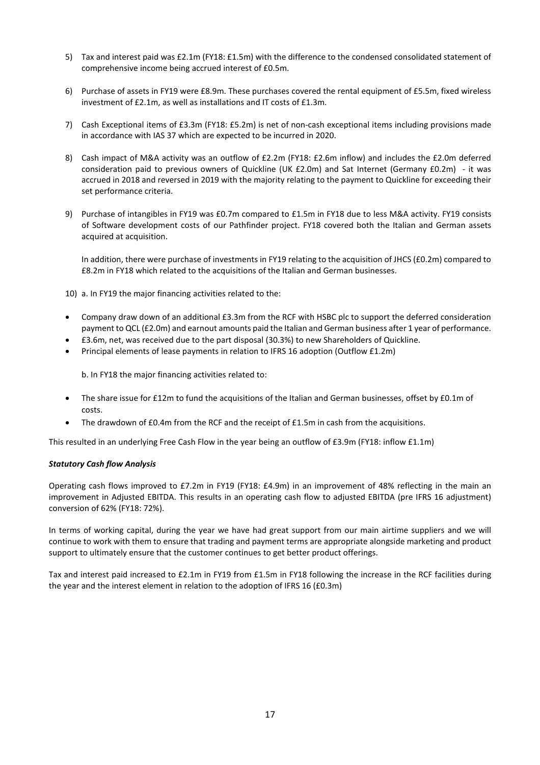5) Tax and interest paid was £2.1m (FY18: £1.5m) with the difference to the condensed consolidated statement of comprehensive income being accrued interest of £0.5m.

6) Purchase of assets in FY19 were £8.9m. These purchases covered the rental equipment of £5.5m, fixed wireless investment of £2.1m, as well as installations and IT costs of £1.3m.

7) Cash Exceptional items of £3.3m (FY18: £5.2m) is net of non-cash exceptional items including provisions made in accordance with IAS 37 which are expected to be incurred in 2020.

8) Cash impact of M&A activity was an outflow of £2.2m (FY18: £2.6m inflow) and includes the £2.0m deferred consideration paid to previous owners of Quickline (UK £2.0m) and Sat Internet (Germany £0.2m) - it was accrued in 2018 and reversed in 2019 with the majority relating to the payment to Quickline for exceeding their set performance criteria.

9) Purchase of intangibles in FY19 was £0.7m compared to £1.5m in FY18 due to less M&A activity. FY19 consists of Software development costs of our Pathfinder project. FY18 covered both the Italian and German assets acquired at acquisition.

   In addition, there were purchase of investments in FY19 relating to the acquisition of JHCS (£0.2m) compared to £8.2m in FY18 which related to the acquisitions of the Italian and German businesses.

10) a. In FY19 the major financing activities related to the:

- Company draw down of an additional £3.3m from the RCF with HSBC plc to support the deferred consideration payment to QCL (£2.0m) and earnout amounts paid the Italian and German business after 1 year of performance.
- £3.6m, net, was received due to the part disposal (30.3%) to new Shareholders of Quickline.
- Principal elements of lease payments in relation to IFRS 16 adoption (Outflow £1.2m)

   b. In FY18 the major financing activities related to:

- The share issue for £12m to fund the acquisitions of the Italian and German businesses, offset by £0.1m of costs.
- The drawdown of £0.4m from the RCF and the receipt of £1.5m in cash from the acquisitions.

This resulted in an underlying Free Cash Flow in the year being an outflow of £3.9m (FY18: inflow £1.1m)

***Statutory Cash flow Analysis***

Operating cash flows improved to £7.2m in FY19 (FY18: £4.9m) in an improvement of 48% reflecting in the main an improvement in Adjusted EBITDA. This results in an operating cash flow to adjusted EBITDA (pre IFRS 16 adjustment) conversion of 62% (FY18: 72%).

In terms of working capital, during the year we have had great support from our main airtime suppliers and we will continue to work with them to ensure that trading and payment terms are appropriate alongside marketing and product support to ultimately ensure that the customer continues to get better product offerings.

Tax and interest paid increased to £2.1m in FY19 from £1.5m in FY18 following the increase in the RCF facilities during the year and the interest element in relation to the adoption of IFRS 16 (£0.3m)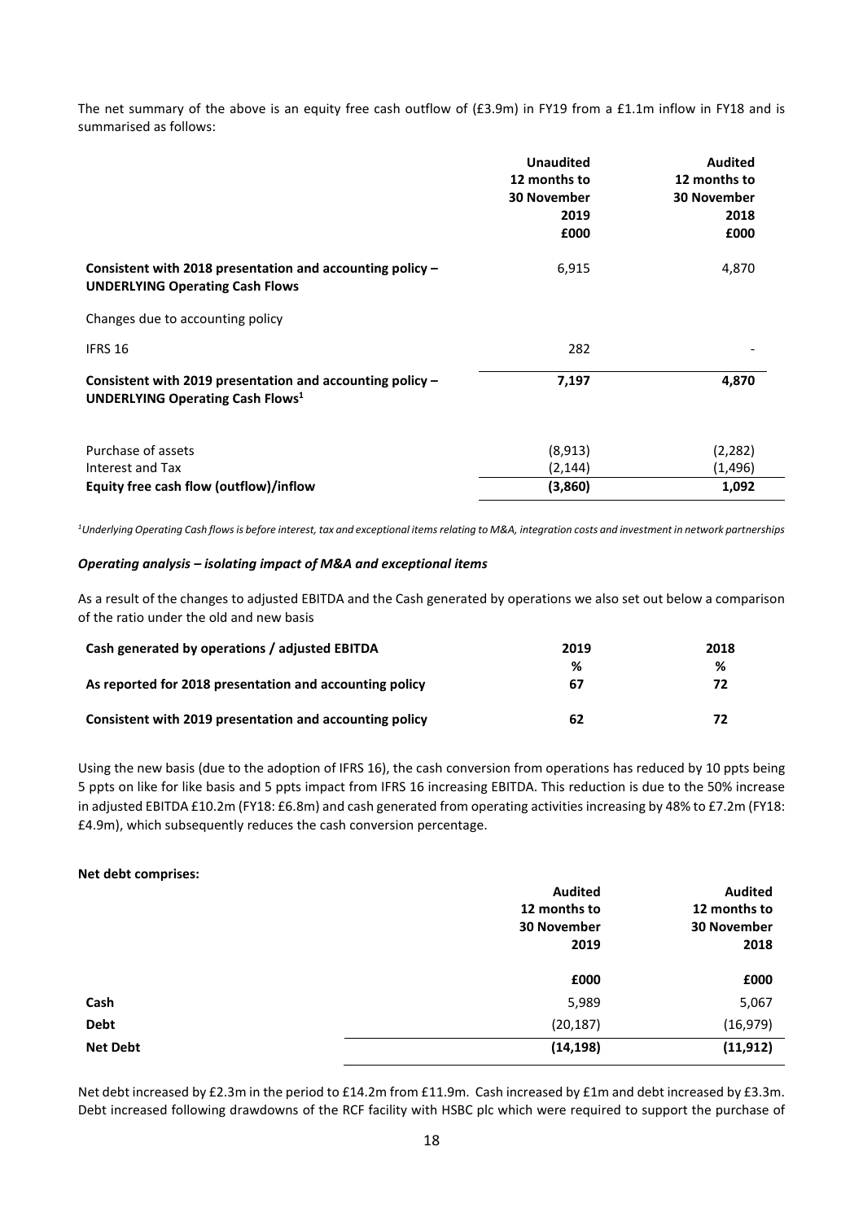The net summary of the above is an equity free cash outflow of (£3.9m) in FY19 from a £1.1m inflow in FY18 and is summarised as follows:

| | Unaudited 12 months to 30 November 2019 £000 | Audited 12 months to 30 November 2018 £000 |
|---|---|---|
| **Consistent with 2018 presentation and accounting policy – UNDERLYING Operating Cash Flows** | 6,915 | 4,870 |
| Changes due to accounting policy | | |
| IFRS 16 | 282 | - |
| **Consistent with 2019 presentation and accounting policy – UNDERLYING Operating Cash Flows[1]** | **7,197** | **4,870** |
| Purchase of assets | (8,913) | (2,282) |
| Interest and Tax | (2,144) | (1,496) |
| **Equity free cash flow (outflow)/inflow** | **(3,860)** | **1,092** |

*[1]Underlying Operating Cash flows is before interest, tax and exceptional items relating to M&A, integration costs and investment in network partnerships*

***Operating analysis – isolating impact of M&A and exceptional items***

As a result of the changes to adjusted EBITDA and the Cash generated by operations we also set out below a comparison of the ratio under the old and new basis

| Cash generated by operations / adjusted EBITDA | 2019 % | 2018 % |
|---|---|---|
| **As reported for 2018 presentation and accounting policy** | **67** | **72** |
| **Consistent with 2019 presentation and accounting policy** | **62** | **72** |

Using the new basis (due to the adoption of IFRS 16), the cash conversion from operations has reduced by 10 ppts being 5 ppts on like for like basis and 5 ppts impact from IFRS 16 increasing EBITDA. This reduction is due to the 50% increase in adjusted EBITDA £10.2m (FY18: £6.8m) and cash generated from operating activities increasing by 48% to £7.2m (FY18: £4.9m), which subsequently reduces the cash conversion percentage.

**Net debt comprises:**

| | Audited 12 months to 30 November 2019 £000 | Audited 12 months to 30 November 2018 £000 |
|---|---|---|
| **Cash** | 5,989 | 5,067 |
| **Debt** | (20,187) | (16,979) |
| **Net Debt** | **(14,198)** | **(11,912)** |

Net debt increased by £2.3m in the period to £14.2m from £11.9m. Cash increased by £1m and debt increased by £3.3m. Debt increased following drawdowns of the RCF facility with HSBC plc which were required to support the purchase of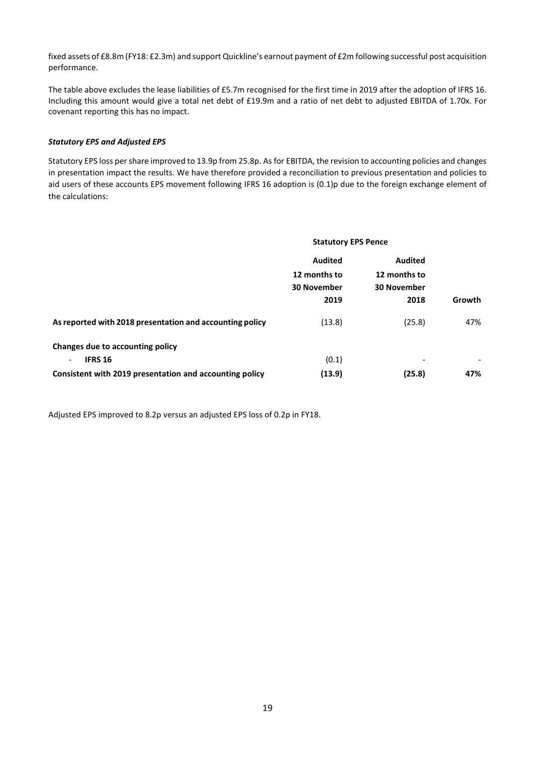fixed assets of £8.8m (FY18: £2.3m) and support Quickline's earnout payment of £2m following successful post acquisition performance.

The table above excludes the lease liabilities of £5.7m recognised for the first time in 2019 after the adoption of IFRS 16. Including this amount would give a total net debt of £19.9m and a ratio of net debt to adjusted EBITDA of 1.70x. For covenant reporting this has no impact.

***Statutory EPS and Adjusted EPS***

Statutory EPS loss per share improved to 13.9p from 25.8p. As for EBITDA, the revision to accounting policies and changes in presentation impact the results. We have therefore provided a reconciliation to previous presentation and policies to aid users of these accounts EPS movement following IFRS 16 adoption is (0.1)p due to the foreign exchange element of the calculations:

| | **Statutory EPS Pence** | | |
|---|---|---|---|
| | **Audited 12 months to 30 November 2019** | **Audited 12 months to 30 November 2018** | **Growth** |
| **As reported with 2018 presentation and accounting policy** | (13.8) | (25.8) | 47% |
| **Changes due to accounting policy** | | | |
| - **IFRS 16** | (0.1) | - | - |
| **Consistent with 2019 presentation and accounting policy** | **(13.9)** | **(25.8)** | **47%** |

Adjusted EPS improved to 8.2p versus an adjusted EPS loss of 0.2p in FY18.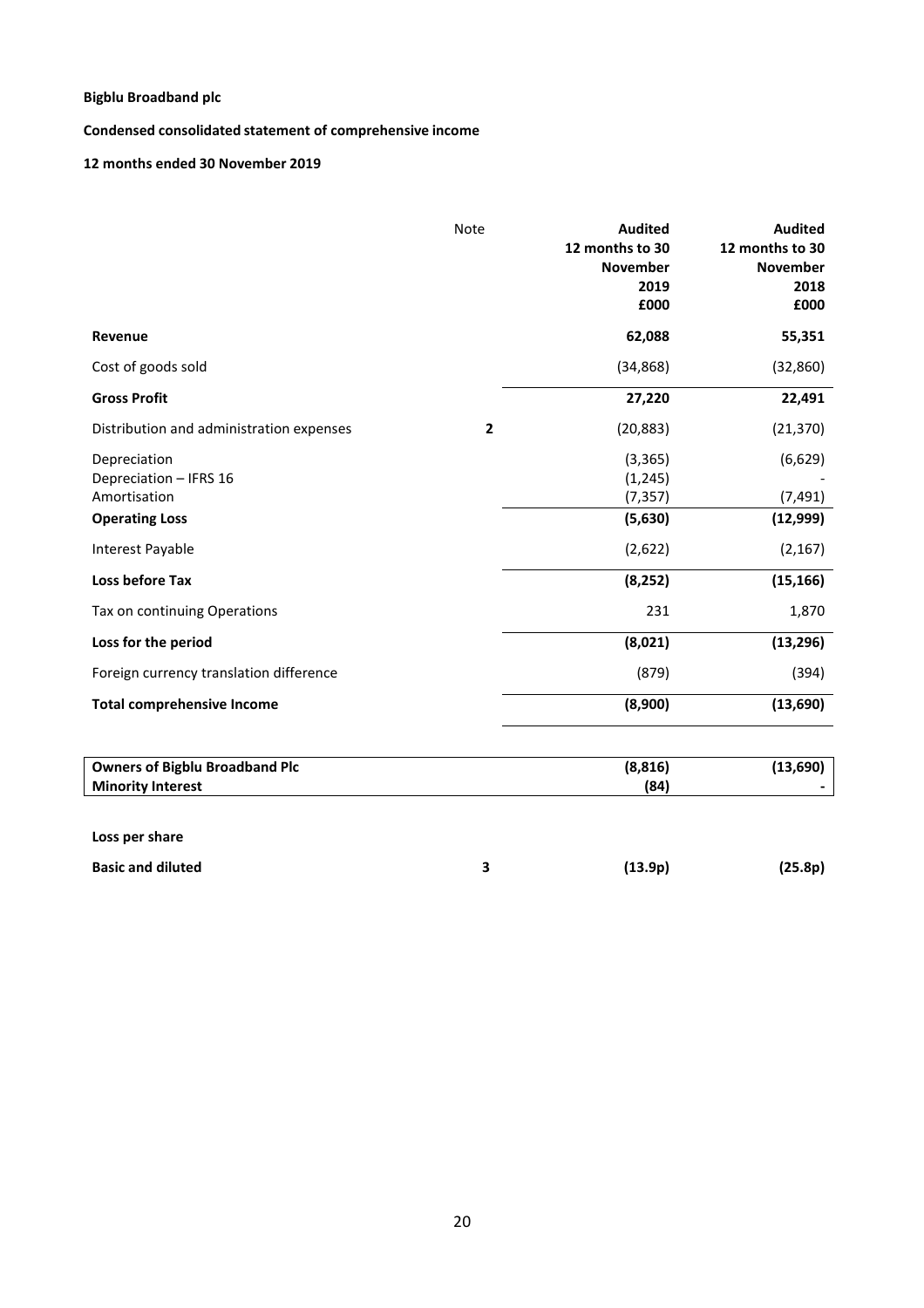**Bigblu Broadband plc**

**Condensed consolidated statement of comprehensive income**

**12 months ended 30 November 2019**

| | Note | **Audited 12 months to 30 November 2019 £000** | **Audited 12 months to 30 November 2018 £000** |
|---|---|---|---|
| **Revenue** | | **62,088** | **55,351** |
| Cost of goods sold | | (34,868) | (32,860) |
| **Gross Profit** | | **27,220** | **22,491** |
| Distribution and administration expenses | **2** | (20,883) | (21,370) |
| Depreciation | | (3,365) | (6,629) |
| Depreciation – IFRS 16 | | (1,245) | - |
| Amortisation | | (7,357) | (7,491) |
| **Operating Loss** | | **(5,630)** | **(12,999)** |
| Interest Payable | | (2,622) | (2,167) |
| **Loss before Tax** | | **(8,252)** | **(15,166)** |
| Tax on continuing Operations | | 231 | 1,870 |
| **Loss for the period** | | **(8,021)** | **(13,296)** |
| Foreign currency translation difference | | (879) | (394) |
| **Total comprehensive Income** | | **(8,900)** | **(13,690)** |
| | | | |
| **Owners of Bigblu Broadband Plc** | | **(8,816)** | **(13,690)** |
| **Minority Interest** | | **(84)** | **-** |
| | | | |
| **Loss per share** | | | |
| **Basic and diluted** | **3** | **(13.9p)** | **(25.8p)** |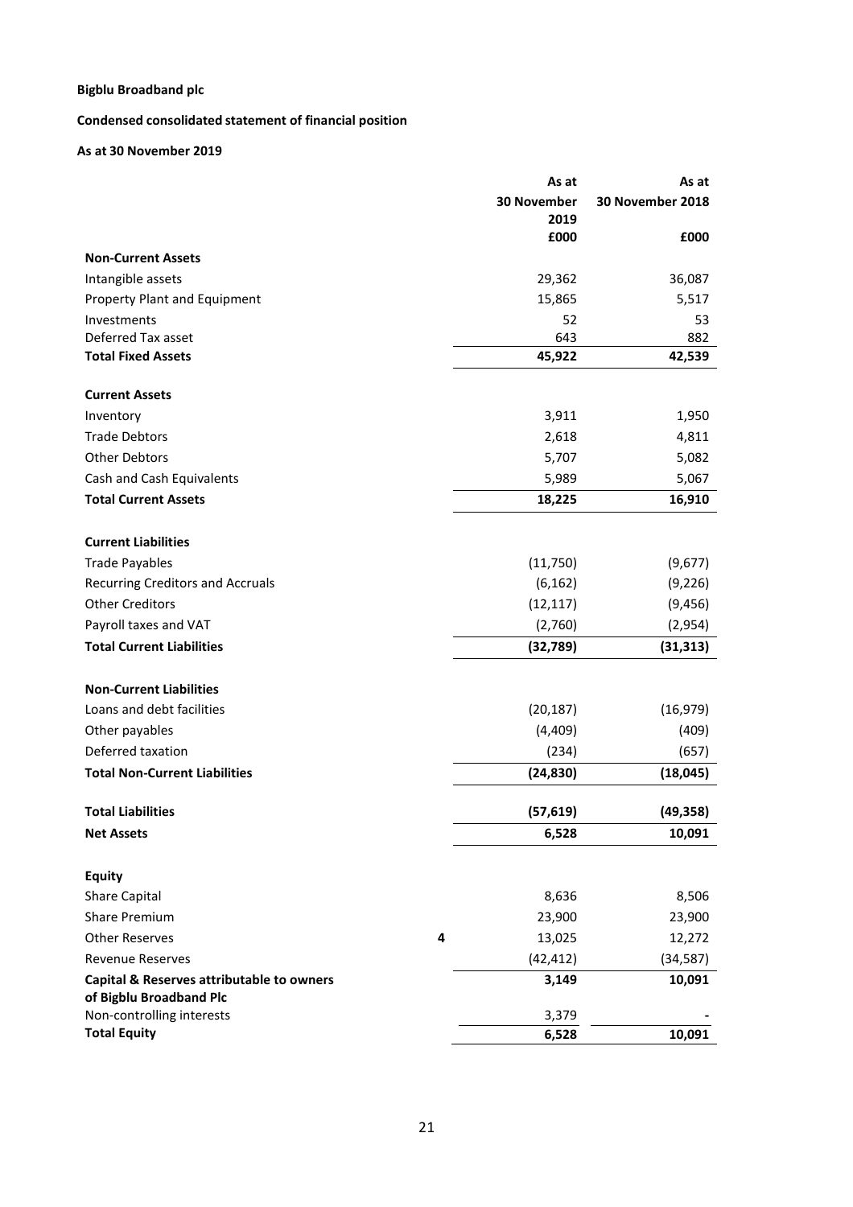**Bigblu Broadband plc**

**Condensed consolidated statement of financial position**

**As at 30 November 2019**

| | | As at 30 November 2019 | As at 30 November 2018 |
|---|---|---|---|
| | | £000 | £000 |
| **Non-Current Assets** | | | |
| Intangible assets | | 29,362 | 36,087 |
| Property Plant and Equipment | | 15,865 | 5,517 |
| Investments | | 52 | 53 |
| Deferred Tax asset | | 643 | 882 |
| **Total Fixed Assets** | | **45,922** | **42,539** |
| **Current Assets** | | | |
| Inventory | | 3,911 | 1,950 |
| Trade Debtors | | 2,618 | 4,811 |
| Other Debtors | | 5,707 | 5,082 |
| Cash and Cash Equivalents | | 5,989 | 5,067 |
| **Total Current Assets** | | **18,225** | **16,910** |
| **Current Liabilities** | | | |
| Trade Payables | | (11,750) | (9,677) |
| Recurring Creditors and Accruals | | (6,162) | (9,226) |
| Other Creditors | | (12,117) | (9,456) |
| Payroll taxes and VAT | | (2,760) | (2,954) |
| **Total Current Liabilities** | | **(32,789)** | **(31,313)** |
| **Non-Current Liabilities** | | | |
| Loans and debt facilities | | (20,187) | (16,979) |
| Other payables | | (4,409) | (409) |
| Deferred taxation | | (234) | (657) |
| **Total Non-Current Liabilities** | | **(24,830)** | **(18,045)** |
| **Total Liabilities** | | **(57,619)** | **(49,358)** |
| **Net Assets** | | **6,528** | **10,091** |
| **Equity** | | | |
| Share Capital | | 8,636 | 8,506 |
| Share Premium | | 23,900 | 23,900 |
| Other Reserves | 4 | 13,025 | 12,272 |
| Revenue Reserves | | (42,412) | (34,587) |
| **Capital & Reserves attributable to owners of Bigblu Broadband Plc** | | **3,149** | **10,091** |
| Non-controlling interests | | 3,379 | - |
| **Total Equity** | | **6,528** | **10,091** |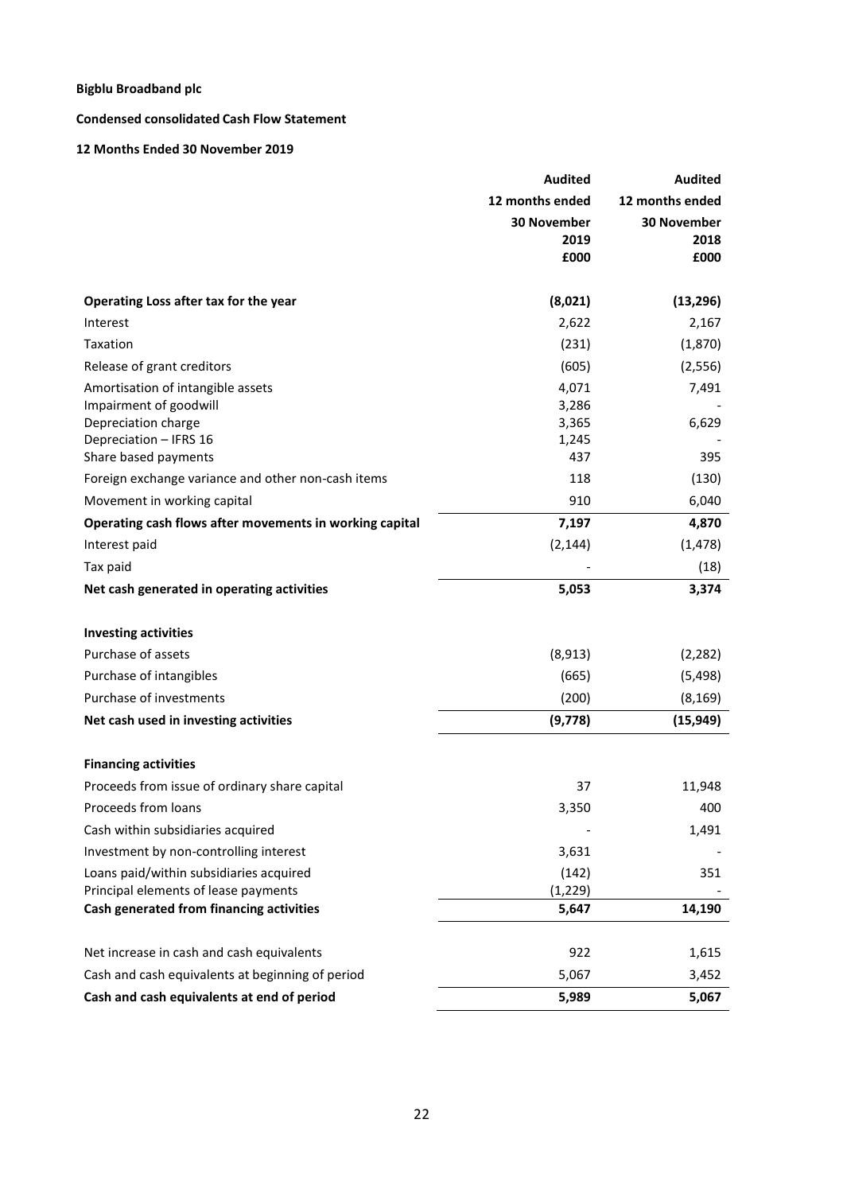**Bigblu Broadband plc**

**Condensed consolidated Cash Flow Statement**

**12 Months Ended 30 November 2019**

| | **Audited 12 months ended 30 November 2019 £000** | **Audited 12 months ended 30 November 2018 £000** |
|---|---|---|
| **Operating Loss after tax for the year** | **(8,021)** | **(13,296)** |
| Interest | 2,622 | 2,167 |
| Taxation | (231) | (1,870) |
| Release of grant creditors | (605) | (2,556) |
| Amortisation of intangible assets | 4,071 | 7,491 |
| Impairment of goodwill | 3,286 | - |
| Depreciation charge | 3,365 | 6,629 |
| Depreciation – IFRS 16 | 1,245 | - |
| Share based payments | 437 | 395 |
| Foreign exchange variance and other non-cash items | 118 | (130) |
| Movement in working capital | 910 | 6,040 |
| **Operating cash flows after movements in working capital** | **7,197** | **4,870** |
| Interest paid | (2,144) | (1,478) |
| Tax paid | - | (18) |
| **Net cash generated in operating activities** | **5,053** | **3,374** |
| | | |
| **Investing activities** | | |
| Purchase of assets | (8,913) | (2,282) |
| Purchase of intangibles | (665) | (5,498) |
| Purchase of investments | (200) | (8,169) |
| **Net cash used in investing activities** | **(9,778)** | **(15,949)** |
| | | |
| **Financing activities** | | |
| Proceeds from issue of ordinary share capital | 37 | 11,948 |
| Proceeds from loans | 3,350 | 400 |
| Cash within subsidiaries acquired | - | 1,491 |
| Investment by non-controlling interest | 3,631 | - |
| Loans paid/within subsidiaries acquired | (142) | 351 |
| Principal elements of lease payments | (1,229) | - |
| **Cash generated from financing activities** | **5,647** | **14,190** |
| | | |
| Net increase in cash and cash equivalents | 922 | 1,615 |
| Cash and cash equivalents at beginning of period | 5,067 | 3,452 |
| **Cash and cash equivalents at end of period** | **5,989** | **5,067** |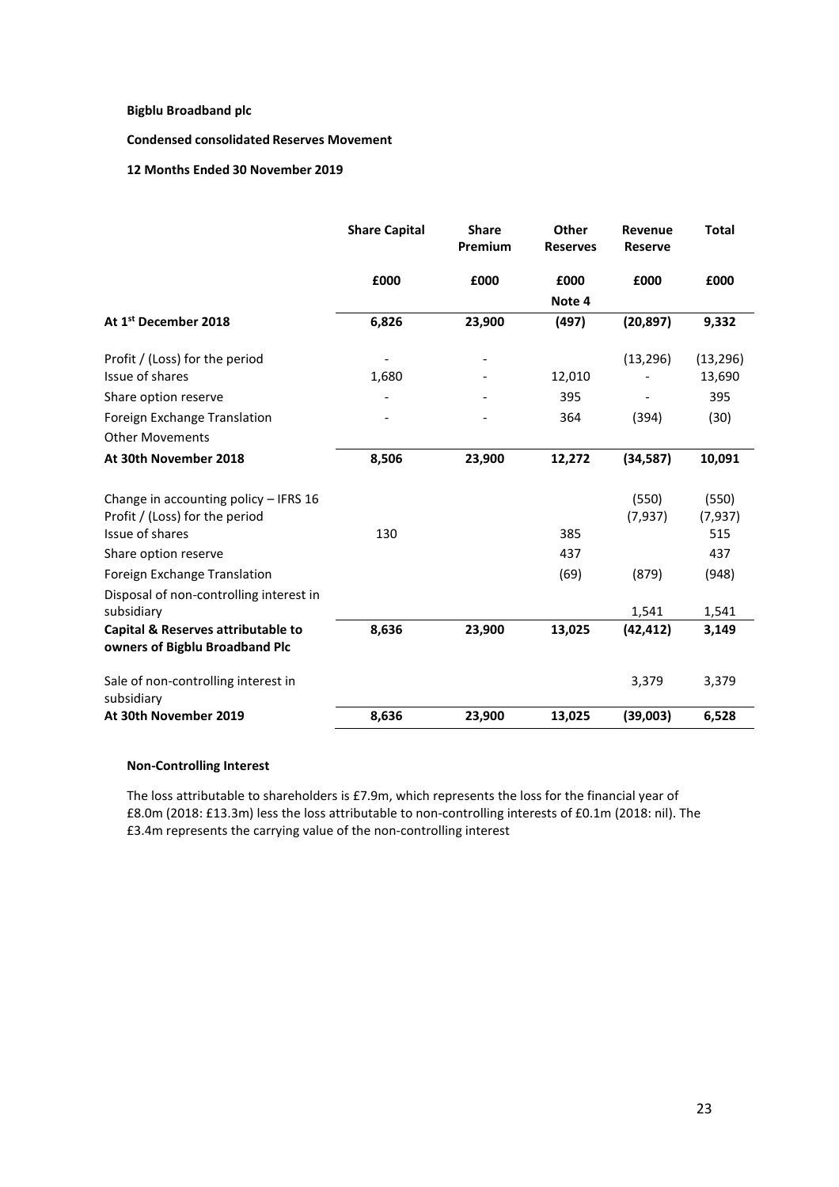**Bigblu Broadband plc**

**Condensed consolidated Reserves Movement**

**12 Months Ended 30 November 2019**

| | Share Capital | Share Premium | Other Reserves | Revenue Reserve | Total |
|---|---|---|---|---|---|
| | £000 | £000 | £000 | £000 | £000 |
| | | | Note 4 | | |
| **At 1st December 2018** | **6,826** | **23,900** | **(497)** | **(20,897)** | **9,332** |
| Profit / (Loss) for the period | - | - | | (13,296) | (13,296) |
| Issue of shares | 1,680 | - | 12,010 | - | 13,690 |
| Share option reserve | - | - | 395 | - | 395 |
| Foreign Exchange Translation | - | - | 364 | (394) | (30) |
| Other Movements | | | | | |
| **At 30th November 2018** | **8,506** | **23,900** | **12,272** | **(34,587)** | **10,091** |
| Change in accounting policy – IFRS 16 | | | | (550) | (550) |
| Profit / (Loss) for the period | | | | (7,937) | (7,937) |
| Issue of shares | 130 | | 385 | | 515 |
| Share option reserve | | | 437 | | 437 |
| Foreign Exchange Translation | | | (69) | (879) | (948) |
| Disposal of non-controlling interest in subsidiary | | | | 1,541 | 1,541 |
| **Capital & Reserves attributable to owners of Bigblu Broadband Plc** | **8,636** | **23,900** | **13,025** | **(42,412)** | **3,149** |
| Sale of non-controlling interest in subsidiary | | | | 3,379 | 3,379 |
| **At 30th November 2019** | **8,636** | **23,900** | **13,025** | **(39,003)** | **6,528** |

**Non-Controlling Interest**

The loss attributable to shareholders is £7.9m, which represents the loss for the financial year of £8.0m (2018: £13.3m) less the loss attributable to non-controlling interests of £0.1m (2018: nil). The £3.4m represents the carrying value of the non-controlling interest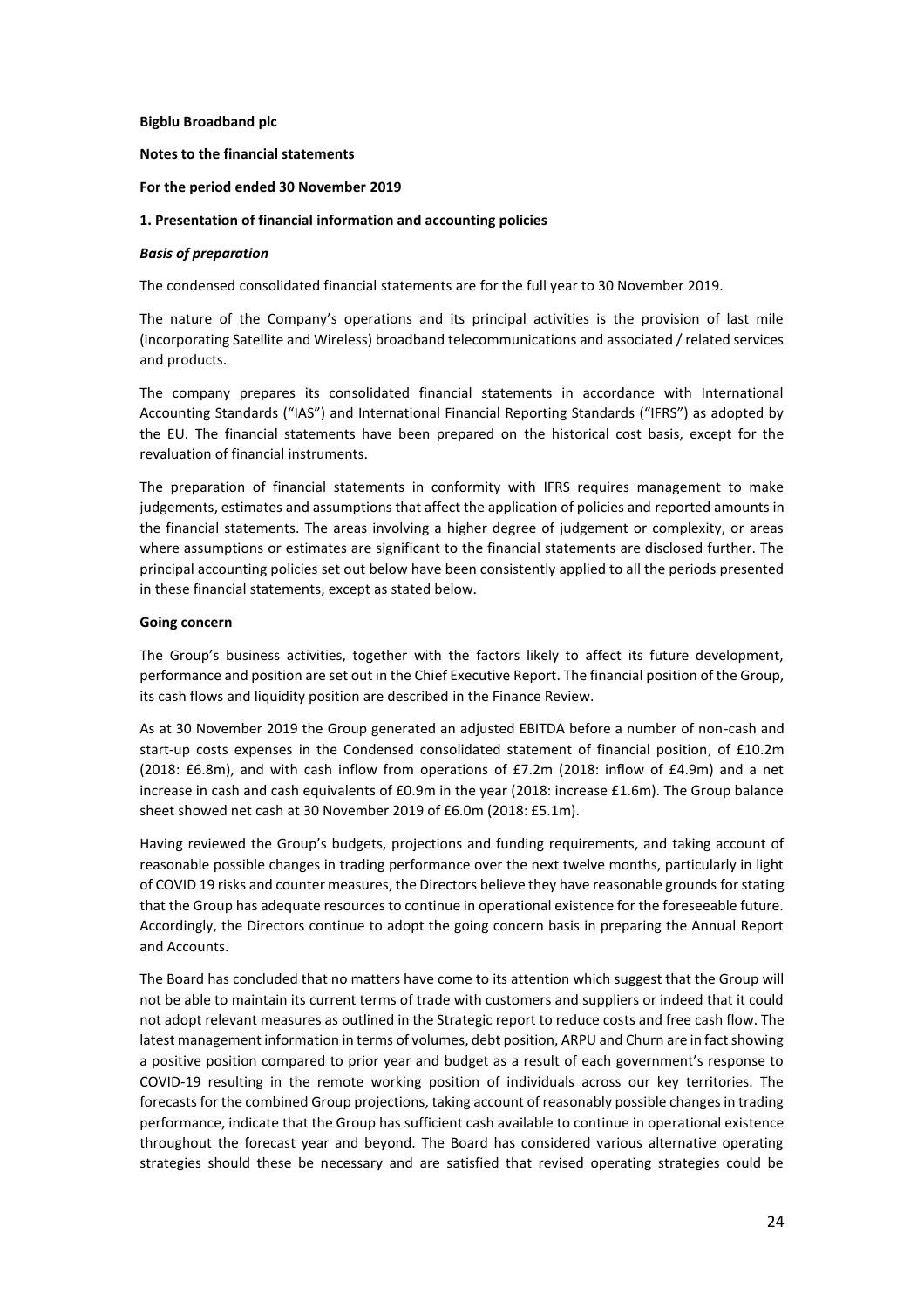**Bigblu Broadband plc**

**Notes to the financial statements**

**For the period ended 30 November 2019**

**1. Presentation of financial information and accounting policies**

***Basis of preparation***

The condensed consolidated financial statements are for the full year to 30 November 2019.

The nature of the Company's operations and its principal activities is the provision of last mile (incorporating Satellite and Wireless) broadband telecommunications and associated / related services and products.

The company prepares its consolidated financial statements in accordance with International Accounting Standards ("IAS") and International Financial Reporting Standards ("IFRS") as adopted by the EU. The financial statements have been prepared on the historical cost basis, except for the revaluation of financial instruments.

The preparation of financial statements in conformity with IFRS requires management to make judgements, estimates and assumptions that affect the application of policies and reported amounts in the financial statements. The areas involving a higher degree of judgement or complexity, or areas where assumptions or estimates are significant to the financial statements are disclosed further. The principal accounting policies set out below have been consistently applied to all the periods presented in these financial statements, except as stated below.

**Going concern**

The Group's business activities, together with the factors likely to affect its future development, performance and position are set out in the Chief Executive Report. The financial position of the Group, its cash flows and liquidity position are described in the Finance Review.

As at 30 November 2019 the Group generated an adjusted EBITDA before a number of non-cash and start-up costs expenses in the Condensed consolidated statement of financial position, of £10.2m (2018: £6.8m), and with cash inflow from operations of £7.2m (2018: inflow of £4.9m) and a net increase in cash and cash equivalents of £0.9m in the year (2018: increase £1.6m). The Group balance sheet showed net cash at 30 November 2019 of £6.0m (2018: £5.1m).

Having reviewed the Group's budgets, projections and funding requirements, and taking account of reasonable possible changes in trading performance over the next twelve months, particularly in light of COVID 19 risks and counter measures, the Directors believe they have reasonable grounds for stating that the Group has adequate resources to continue in operational existence for the foreseeable future. Accordingly, the Directors continue to adopt the going concern basis in preparing the Annual Report and Accounts.

The Board has concluded that no matters have come to its attention which suggest that the Group will not be able to maintain its current terms of trade with customers and suppliers or indeed that it could not adopt relevant measures as outlined in the Strategic report to reduce costs and free cash flow. The latest management information in terms of volumes, debt position, ARPU and Churn are in fact showing a positive position compared to prior year and budget as a result of each government's response to COVID-19 resulting in the remote working position of individuals across our key territories. The forecasts for the combined Group projections, taking account of reasonably possible changes in trading performance, indicate that the Group has sufficient cash available to continue in operational existence throughout the forecast year and beyond. The Board has considered various alternative operating strategies should these be necessary and are satisfied that revised operating strategies could be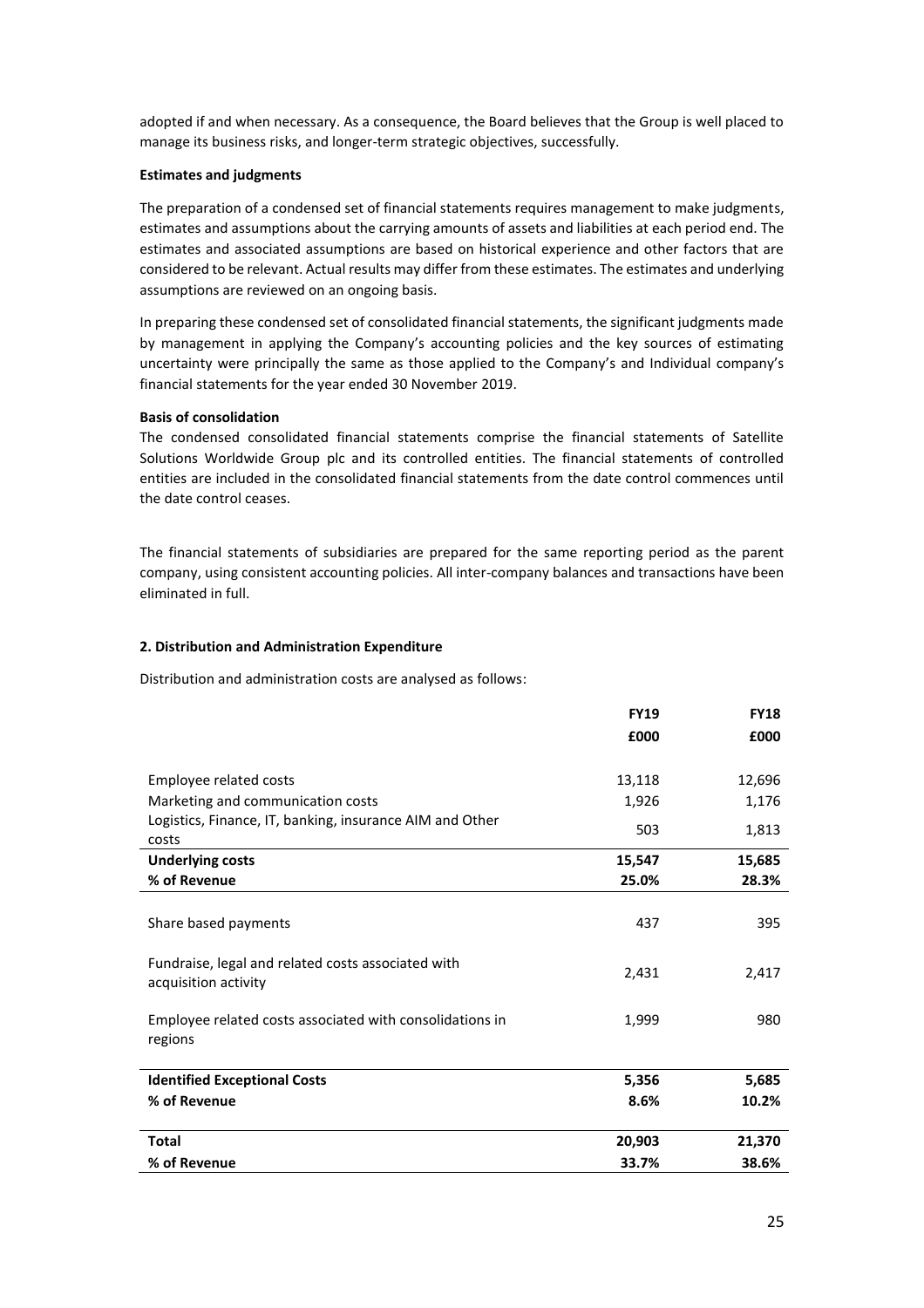adopted if and when necessary. As a consequence, the Board believes that the Group is well placed to manage its business risks, and longer-term strategic objectives, successfully.

**Estimates and judgments**

The preparation of a condensed set of financial statements requires management to make judgments, estimates and assumptions about the carrying amounts of assets and liabilities at each period end. The estimates and associated assumptions are based on historical experience and other factors that are considered to be relevant. Actual results may differ from these estimates. The estimates and underlying assumptions are reviewed on an ongoing basis.

In preparing these condensed set of consolidated financial statements, the significant judgments made by management in applying the Company's accounting policies and the key sources of estimating uncertainty were principally the same as those applied to the Company's and Individual company's financial statements for the year ended 30 November 2019.

**Basis of consolidation**

The condensed consolidated financial statements comprise the financial statements of Satellite Solutions Worldwide Group plc and its controlled entities. The financial statements of controlled entities are included in the consolidated financial statements from the date control commences until the date control ceases.

The financial statements of subsidiaries are prepared for the same reporting period as the parent company, using consistent accounting policies. All inter-company balances and transactions have been eliminated in full.

**2. Distribution and Administration Expenditure**

Distribution and administration costs are analysed as follows:

| | **FY19** | **FY18** |
|---|---|---|
| | **£000** | **£000** |
| Employee related costs | 13,118 | 12,696 |
| Marketing and communication costs | 1,926 | 1,176 |
| Logistics, Finance, IT, banking, insurance AIM and Other costs | 503 | 1,813 |
| **Underlying costs** | **15,547** | **15,685** |
| **% of Revenue** | **25.0%** | **28.3%** |
| Share based payments | 437 | 395 |
| Fundraise, legal and related costs associated with acquisition activity | 2,431 | 2,417 |
| Employee related costs associated with consolidations in regions | 1,999 | 980 |
| **Identified Exceptional Costs** | **5,356** | **5,685** |
| **% of Revenue** | **8.6%** | **10.2%** |
| **Total** | **20,903** | **21,370** |
| **% of Revenue** | **33.7%** | **38.6%** |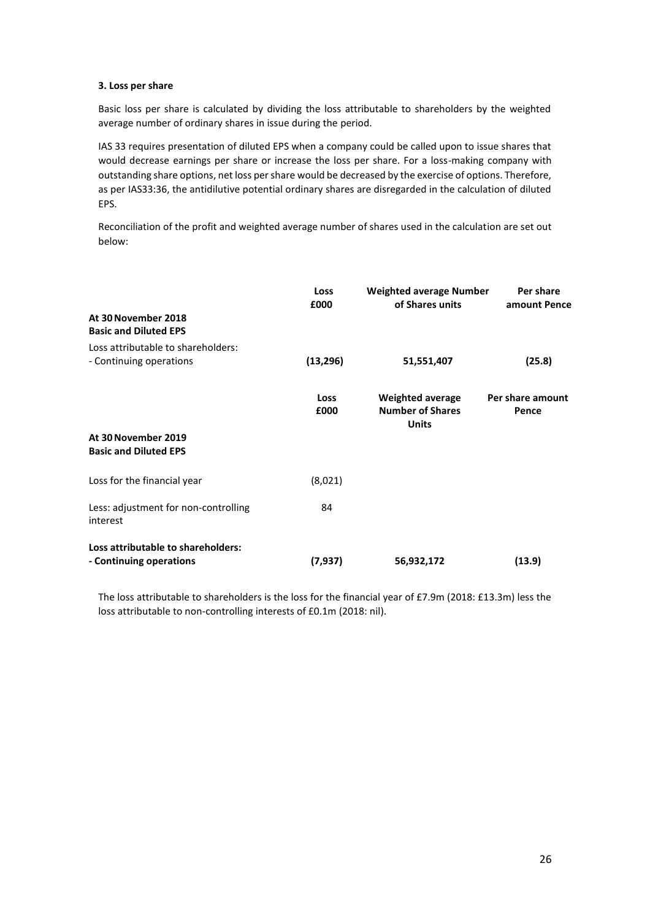### 3. Loss per share

Basic loss per share is calculated by dividing the loss attributable to shareholders by the weighted average number of ordinary shares in issue during the period.

IAS 33 requires presentation of diluted EPS when a company could be called upon to issue shares that would decrease earnings per share or increase the loss per share. For a loss-making company with outstanding share options, net loss per share would be decreased by the exercise of options. Therefore, as per IAS33:36, the antidilutive potential ordinary shares are disregarded in the calculation of diluted EPS.

Reconciliation of the profit and weighted average number of shares used in the calculation are set out below:

| | Loss £000 | Weighted average Number of Shares units | Per share amount Pence |
|---|---|---|---|
| **At 30 November 2018** | | | |
| **Basic and Diluted EPS** | | | |
| Loss attributable to shareholders: | | | |
| - Continuing operations | **(13,296)** | **51,551,407** | **(25.8)** |

| | Loss £000 | Weighted average Number of Shares Units | Per share amount Pence |
|---|---|---|---|
| **At 30 November 2019** | | | |
| **Basic and Diluted EPS** | | | |
| Loss for the financial year | (8,021) | | |
| Less: adjustment for non-controlling interest | 84 | | |
| **Loss attributable to shareholders:** | | | |
| **- Continuing operations** | **(7,937)** | **56,932,172** | **(13.9)** |

The loss attributable to shareholders is the loss for the financial year of £7.9m (2018: £13.3m) less the loss attributable to non-controlling interests of £0.1m (2018: nil).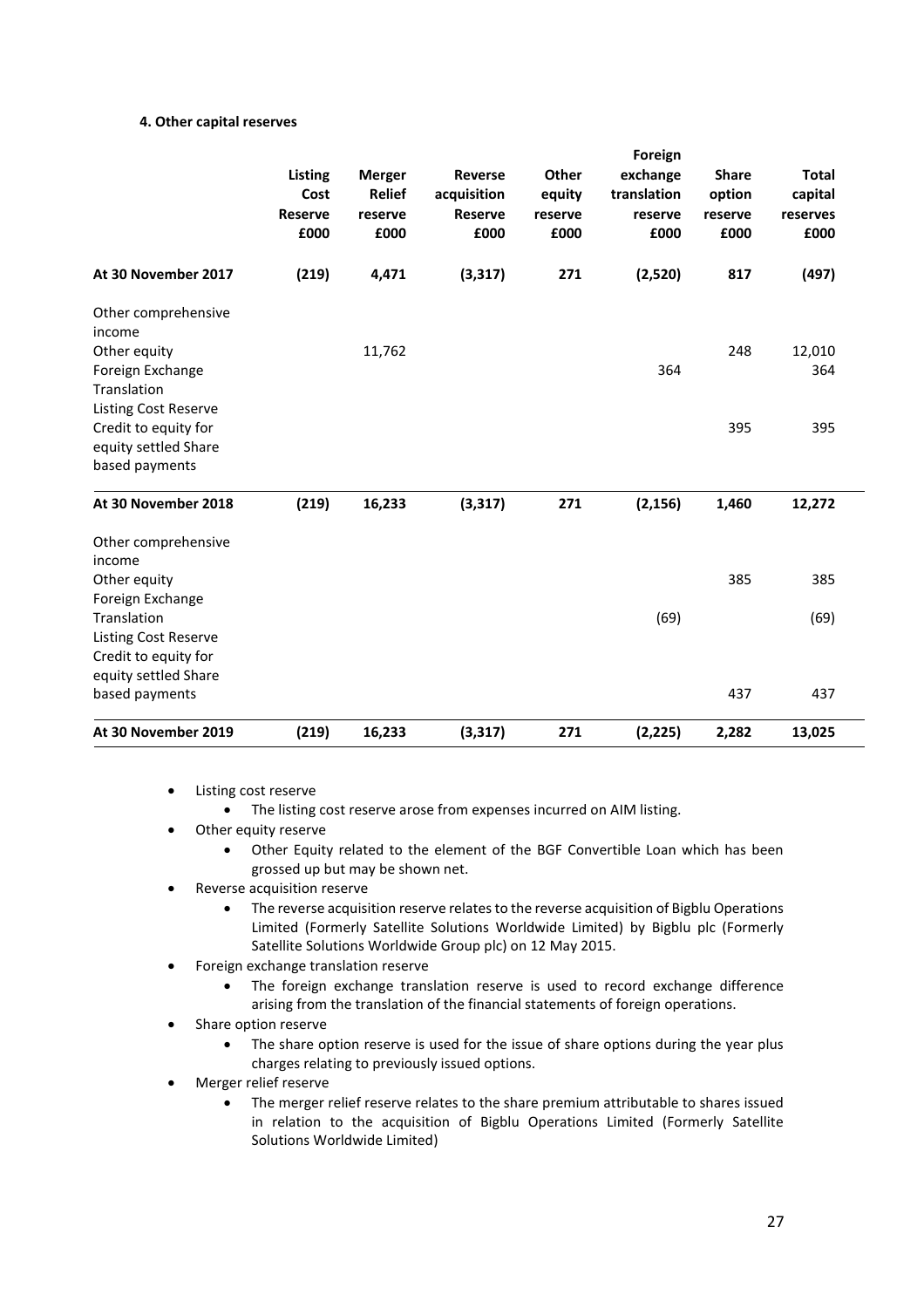#### 4. Other capital reserves

| | Listing Cost Reserve £000 | Merger Relief reserve £000 | Reverse acquisition Reserve £000 | Other equity reserve £000 | Foreign exchange translation reserve £000 | Share option reserve £000 | Total capital reserves £000 |
|---|---|---|---|---|---|---|---|
| **At 30 November 2017** | **(219)** | **4,471** | **(3,317)** | **271** | **(2,520)** | **817** | **(497)** |
| Other comprehensive income | | | | | | | |
| Other equity | | 11,762 | | | | 248 | 12,010 |
| Foreign Exchange Translation | | | | | 364 | | 364 |
| Listing Cost Reserve | | | | | | | |
| Credit to equity for equity settled Share based payments | | | | | | 395 | 395 |
| **At 30 November 2018** | **(219)** | **16,233** | **(3,317)** | **271** | **(2,156)** | **1,460** | **12,272** |
| Other comprehensive income | | | | | | | |
| Other equity | | | | | | 385 | 385 |
| Foreign Exchange Translation | | | | | (69) | | (69) |
| Listing Cost Reserve | | | | | | | |
| Credit to equity for equity settled Share based payments | | | | | | 437 | 437 |
| **At 30 November 2019** | **(219)** | **16,233** | **(3,317)** | **271** | **(2,225)** | **2,282** | **13,025** |

- Listing cost reserve
  - The listing cost reserve arose from expenses incurred on AIM listing.
- Other equity reserve
  - Other Equity related to the element of the BGF Convertible Loan which has been grossed up but may be shown net.
- Reverse acquisition reserve
  - The reverse acquisition reserve relates to the reverse acquisition of Bigblu Operations Limited (Formerly Satellite Solutions Worldwide Limited) by Bigblu plc (Formerly Satellite Solutions Worldwide Group plc) on 12 May 2015.
- Foreign exchange translation reserve
  - The foreign exchange translation reserve is used to record exchange difference arising from the translation of the financial statements of foreign operations.
- Share option reserve
  - The share option reserve is used for the issue of share options during the year plus charges relating to previously issued options.
- Merger relief reserve
  - The merger relief reserve relates to the share premium attributable to shares issued in relation to the acquisition of Bigblu Operations Limited (Formerly Satellite Solutions Worldwide Limited)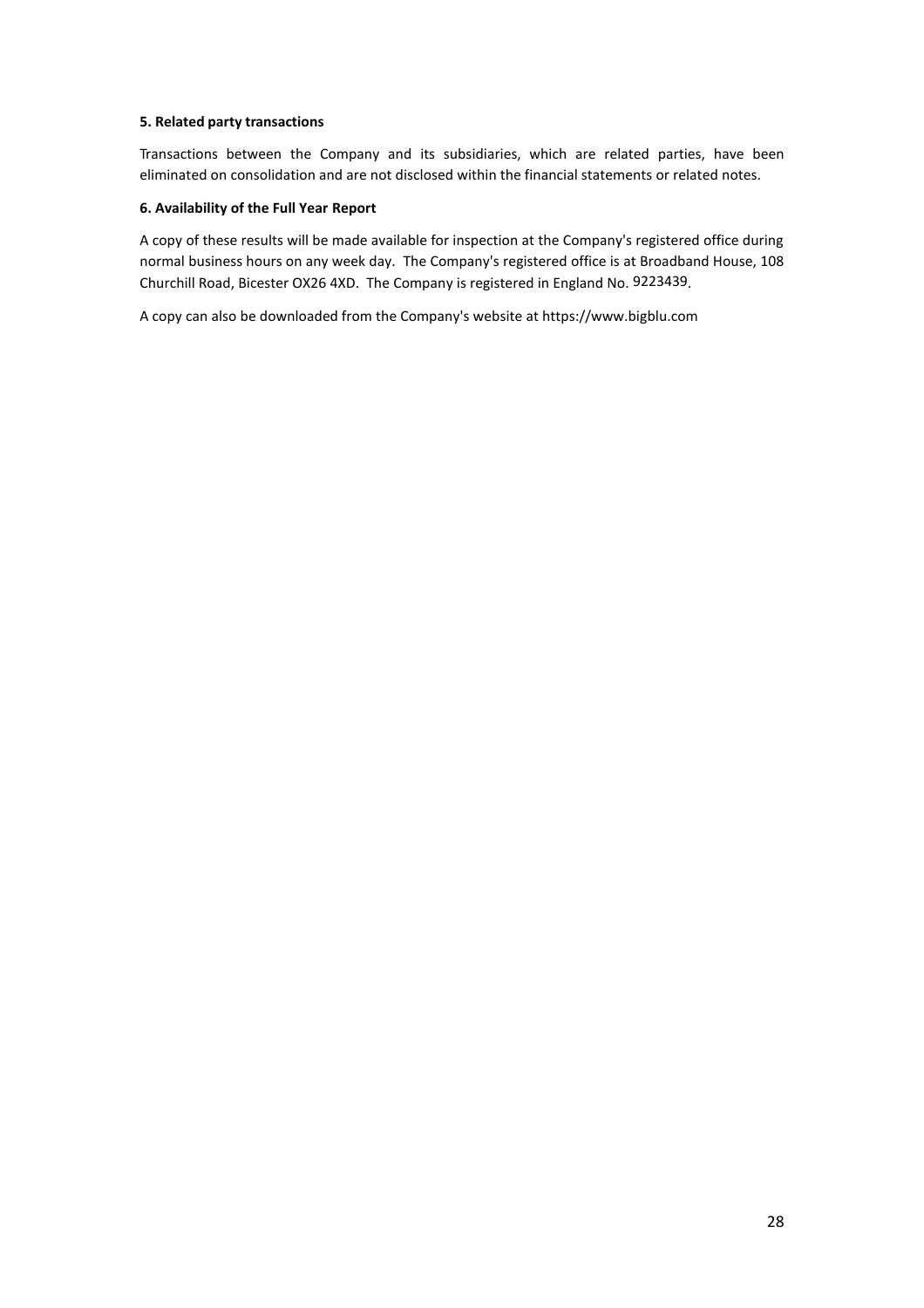**5. Related party transactions**

Transactions between the Company and its subsidiaries, which are related parties, have been eliminated on consolidation and are not disclosed within the financial statements or related notes.

**6. Availability of the Full Year Report**

A copy of these results will be made available for inspection at the Company's registered office during normal business hours on any week day. The Company's registered office is at Broadband House, 108 Churchill Road, Bicester OX26 4XD. The Company is registered in England No. 9223439.

A copy can also be downloaded from the Company's website at https://www.bigblu.com